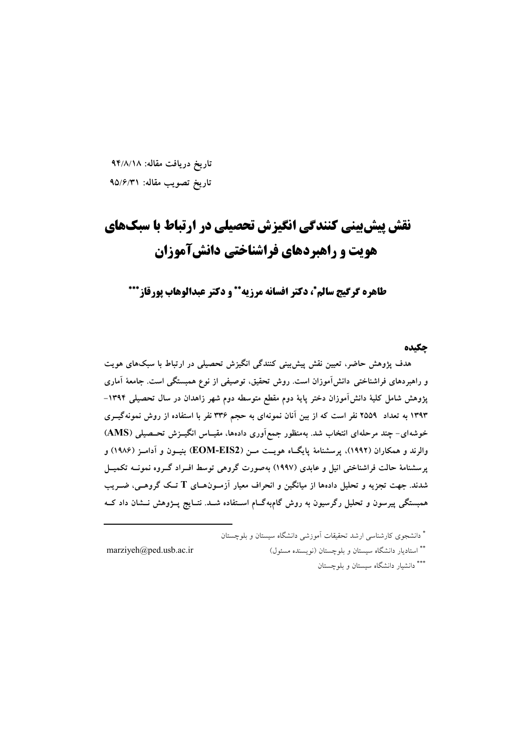تاریخ دریافت مقاله: ۹۴/۸/۱۸

تاریخ تصویب مقاله: ۹۵/۶/۳۱

# نقش پیش‌بینی کنندگی انگیزش تحصیلی در ارتباط با سبک‌های هویت و راهبردهای فراشناختی دانش‌آموزان

**طاهره گرگیج سالم[*]، دکتر افسانه مرزیه[**] و دکتر عبدالوهاب پورقاز[***]**

## چکیده

هدف پژوهش حاضر، تعیین نقش پیش‌بینی کنندگی انگیزش تحصیلی در ارتباط با سبک‌های هویت و راهبردهای فراشناختی دانش‌آموزان است. روش تحقیق، توصیفی از نوع همبستگی است. جامعهٔ آماری پژوهش شامل کلیهٔ دانش‌آموزان دختر پایهٔ دوم مقطع متوسطه دوم شهر زاهدان در سال تحصیلی ۱۳۹۴-۱۳۹۳ به تعداد ۲۵۵۹ نفر است که از بین آنان نمونه‌ای به حجم ۳۳۶ نفر با استفاده از روش نمونه‌گیری خوشه‌ای- چند مرحله‌ای انتخاب شد. به‌منظور جمع‌آوری داده‌ها، مقیاس انگیزش تحصیلی (AMS) والرند و همکاران (۱۹۹۲)، پرسشنامهٔ پایگاه هویت من (EOM-EIS2) بنیون و آدامز (۱۹۸۶) و پرسشنامهٔ حالت فراشناختی انیل و عابدی (۱۹۹۷) به‌صورت گروهی توسط افراد گروه نمونه تکمیل شدند. جهت تجزیه و تحلیل داده‌ها از میانگین و انحراف معیار آزمون‌های T تک گروهی، ضریب همبستگی پیرسون و تحلیل رگرسیون به روش گام‌به‌گام استفاده شد. نتایج پژوهش نشان داد که

---

[*] دانشجوی کارشناسی ارشد تحقیقات آموزشی دانشگاه سیستان و بلوچستان

[**] استادیار دانشگاه سیستان و بلوچستان (نویسنده مسئول) marziyeh@ped.usb.ac.ir

[***] دانشیار دانشگاه سیستان و بلوچستان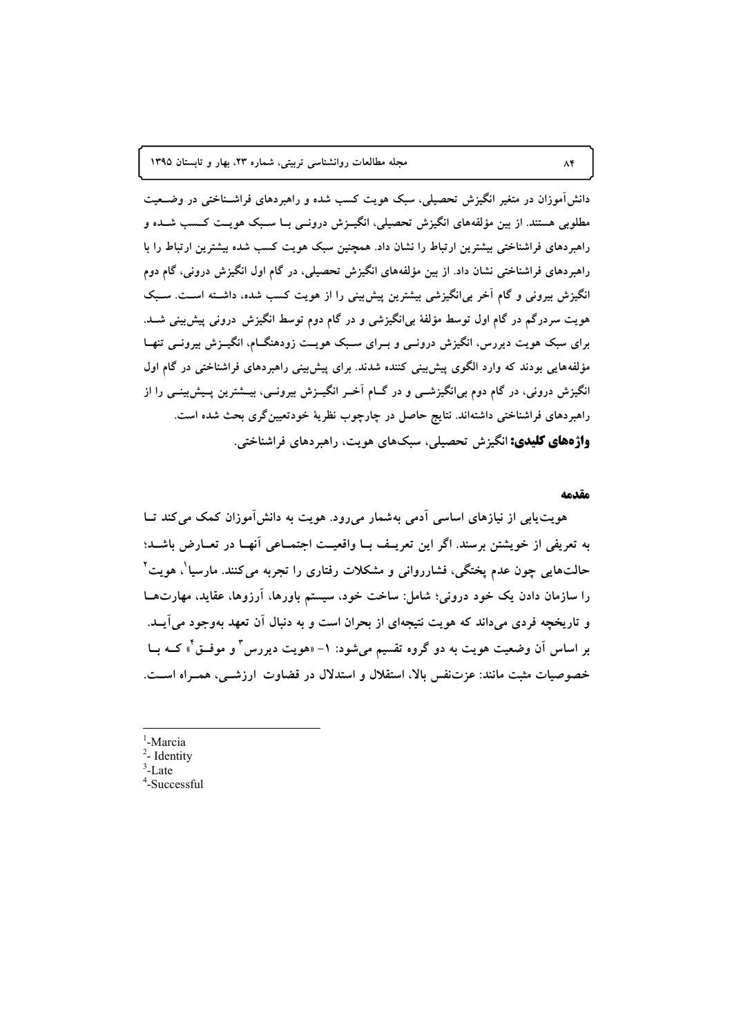دانش‌آموزان در متغیر انگیزش تحصیلی، سبک هویت کسب شده و راهبردهای فراشناختی در وضعیت مطلوبی هستند. از بین مؤلفه‌های انگیزش تحصیلی، انگیزش درونی با سبک هویت کسب شده و راهبردهای فراشناختی بیشترین ارتباط را نشان داد. همچنین سبک هویت کسب شده بیشترین ارتباط را با راهبردهای فراشناختی نشان داد. از بین مؤلفه‌های انگیزش تحصیلی، در گام اول انگیزش درونی، گام دوم انگیزش بیرونی و گام آخر بی‌انگیزشی بیشترین پیش‌بینی را از هویت کسب شده، داشته است. سبک هویت سردرگم در گام اول توسط مؤلفهٔ بی‌انگیزشی و در گام دوم توسط انگیزش درونی پیش‌بینی شد. برای سبک هویت دیررس، انگیزش درونی و برای سبک هویت زودهنگام، انگیزش بیرونی تنها مؤلفه‌هایی بودند که وارد الگوی پیش‌بینی کننده شدند. برای پیش‌بینی راهبردهای فراشناختی در گام اول انگیزش درونی، در گام دوم بی‌انگیزشی و در گام آخر انگیزش بیرونی، بیشترین پیش‌بینی را از راهبردهای فراشناختی داشته‌اند. نتایج حاصل در چارچوب نظریهٔ خودتعیین‌گری بحث شده است.

**واژه‌های کلیدی:** انگیزش تحصیلی، سبک‌های هویت، راهبردهای فراشناختی.

## مقدمه

هویت‌یابی از نیازهای اساسی آدمی به‌شمار می‌رود. هویت به دانش‌آموزان کمک می‌کند تا به تعریفی از خویشتن برسند. اگر این تعریف با واقعیت اجتماعی آنها در تعارض باشد؛ حالت‌هایی چون عدم پختگی، فشارروانی و مشکلات رفتاری را تجربه می‌کنند. مارسیا[1]، هویت[2] را سازمان دادن یک خود درونی؛ شامل: ساخت خود، سیستم باورها، آرزوها، عقاید، مهارت‌ها و تاریخچه فردی می‌داند که هویت نتیجه‌ای از بحران است و به دنبال آن تعهد به‌وجود می‌آید. بر اساس آن وضعیت هویت به دو گروه تقسیم می‌شود: ۱- «هویت دیررس[3] و موفق[4]» که با خصوصیات مثبت مانند: عزت‌نفس بالا، استقلال و استدلال در قضاوت ارزشی، همراه است.

---

1. Marcia
2. Identity
3. Late
4. Successful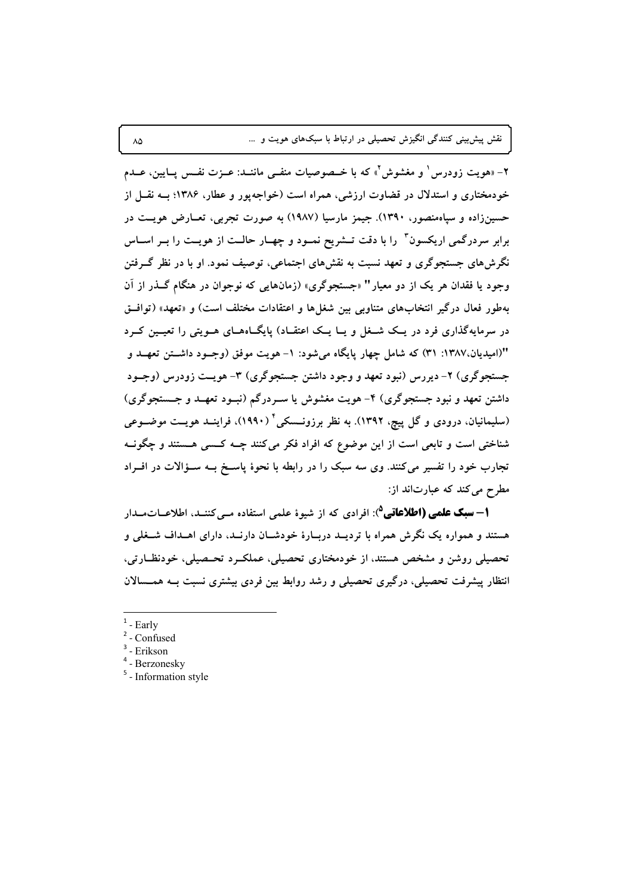۲- «هویت زودرس[1] و مغشوش[2]» که با خصوصیات منفی مانند: عزت نفس پایین، عدم خودمختاری و استدلال در قضاوت ارزشی، همراه است (خواجه‌پور و عطار، ۱۳۸۶؛ به نقل از حسین‌زاده و سپاه‌منصور، ۱۳۹۰). جیمز مارسیا (۱۹۸۷) به صورت تجربی، تعارض هویت در برابر سردرگمی اریکسون[3] را با دقت تشریح نمود و چهار حالت از هویت را بر اساس نگرش‌های جستجوگری و تعهد نسبت به نقش‌های اجتماعی، توصیف نمود. او با در نظر گرفتن وجود یا فقدان هر یک از دو معیار" «جستجوگری» (زمان‌هایی که نوجوان در هنگام گذر از آن به‌طور فعال درگیر انتخاب‌های متناوبی بین شغل‌ها و اعتقادات مختلف است) و «تعهد» (توافق در سرمایه‌گذاری فرد در یک شغل و یا یک اعتقاد) پایگاه‌های هویتی را تعیین کرد "(امیدیان،۱۳۸۷: ۳۱) که شامل چهار پایگاه می‌شود: ۱- هویت موفق (وجود داشتن تعهد و جستجوگری) ۲- دیررس (نبود تعهد و وجود داشتن جستجوگری) ۳- هویت زودرس (وجود داشتن تعهد و نبود جستجوگری) ۴- هویت مغشوش یا سردرگم (نبود تعهد و جستجوگری) (سلیمانیان، درودی و گل پیچ، ۱۳۹۲). به نظر برزونسکی[4] (۱۹۹۰)، فرایند هویت موضوعی شناختی است و تابعی است از این موضوع که افراد فکر می‌کنند چه کسی هستند و چگونه تجارب خود را تفسیر می‌کنند. وی سه سبک را در رابطه با نحوهٔ پاسخ به سؤالات در افراد مطرح می‌کند که عبارت‌اند از:

**۱- سبک علمی (اطلاعاتی[5])**: افرادی که از شیوهٔ علمی استفاده می‌کنند، اطلاعات‌مدار هستند و همواره یک نگرش همراه با تردید دربارهٔ خودشان دارند، دارای اهداف شغلی و تحصیلی روشن و مشخص هستند، از خودمختاری تحصیلی، عملکرد تحصیلی، خودنظارتی، انتظار پیشرفت تحصیلی، درگیری تحصیلی و رشد روابط بین فردی بیشتری نسبت به همسالان

---

[1] - Early
[2] - Confused
[3] - Erikson
[4] - Berzonesky
[5] - Information style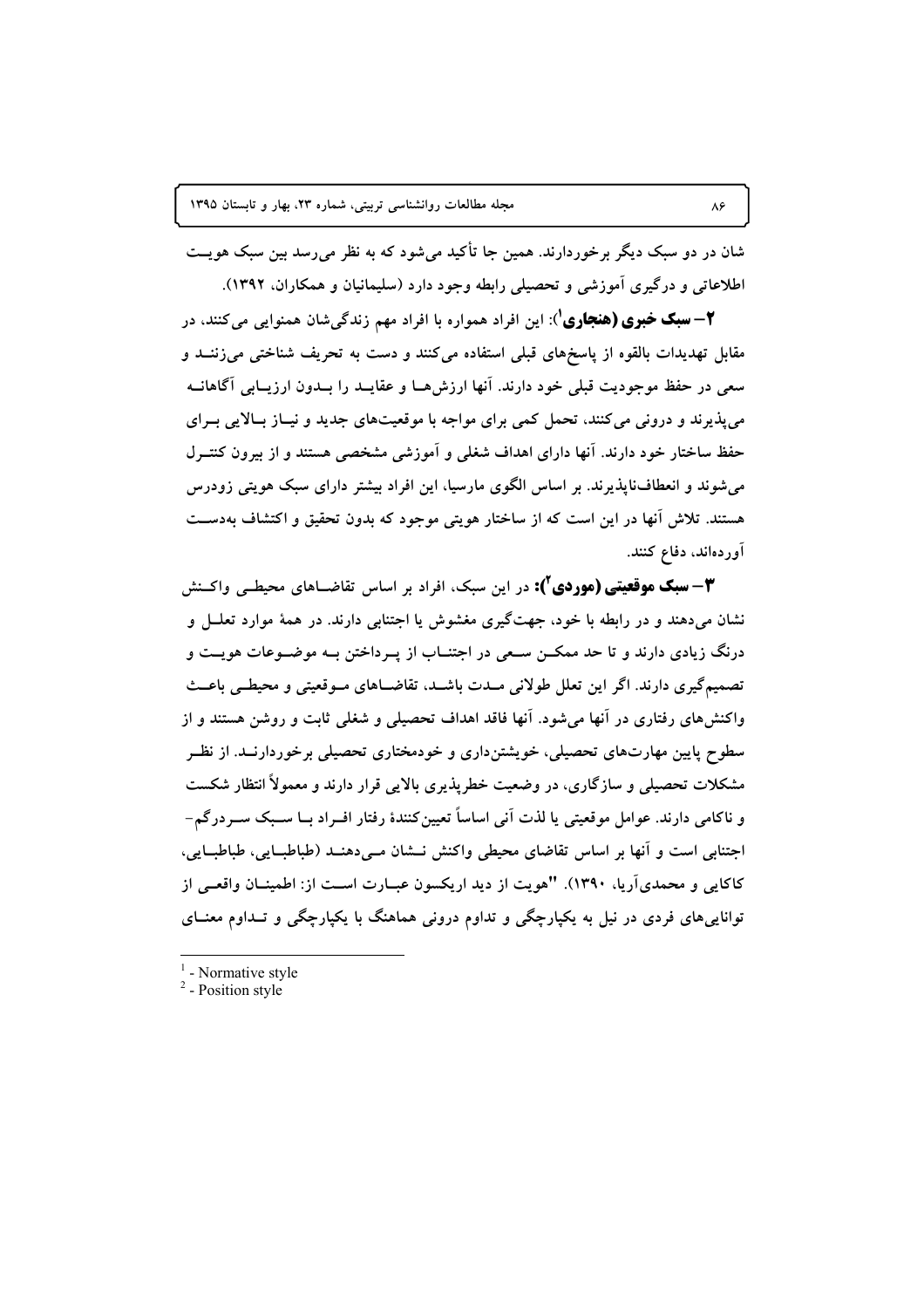شان در دو سبک دیگر برخوردارند. همین جا تأکید می‌شود که به نظر می‌رسد بین سبک هویت اطلاعاتی و درگیری آموزشی و تحصیلی رابطه وجود دارد (سلیمانیان و همکاران، ۱۳۹۲).

**۲– سبک خبری (هنجاری[1])**: این افراد همواره با افراد مهم زندگی‌شان همنوایی می‌کنند، در مقابل تهدیدات بالقوه از پاسخ‌های قبلی استفاده می‌کنند و دست به تحریف شناختی می‌زنند و سعی در حفظ موجودیت قبلی خود دارند. آنها ارزش‌ها و عقاید را بدون ارزیابی آگاهانه می‌پذیرند و درونی می‌کنند، تحمل کمی برای مواجه با موقعیت‌های جدید و نیاز بالایی برای حفظ ساختار خود دارند. آنها دارای اهداف شغلی و آموزشی مشخصی هستند و از بیرون کنترل می‌شوند و انعطاف‌ناپذیرند. بر اساس الگوی مارسیا، این افراد بیشتر دارای سبک هویتی زودرس هستند. تلاش آنها در این است که از ساختار هویتی موجود که بدون تحقیق و اکتشاف به‌دست آورده‌اند، دفاع کنند.

**۳– سبک موقعیتی (موردی[2])**: در این سبک، افراد بر اساس تقاضاهای محیطی واکنش نشان می‌دهند و در رابطه با خود، جهت‌گیری مغشوش یا اجتنابی دارند. در همهٔ موارد تعلل و درنگ زیادی دارند و تا حد ممکن سعی در اجتناب از پرداختن به موضوعات هویت و تصمیم‌گیری دارند. اگر این تعلل طولانی مدت باشد، تقاضاهای موقعیتی و محیطی باعث واکنش‌های رفتاری در آنها می‌شود. آنها فاقد اهداف تحصیلی و شغلی ثابت و روشن هستند و از سطوح پایین مهارت‌های تحصیلی، خویشتن‌داری و خودمختاری تحصیلی برخوردارند. از نظر مشکلات تحصیلی و سازگاری، در وضعیت خطرپذیری بالایی قرار دارند و معمولاً انتظار شکست و ناکامی دارند. عوامل موقعیتی یا لذت آنی اساساً تعیین‌کنندهٔ رفتار افراد با سبک سردرگم-اجتنابی است و آنها بر اساس تقاضای محیطی واکنش نشان می‌دهند (طباطبایی، طباطبایی، کاکایی و محمدی‌آریا، ۱۳۹۰). "هویت از دید اریکسون عبارت است از: اطمینان واقعی از توانایی‌های فردی در نیل به یکپارچگی و تداوم درونی هماهنگ با یکپارچگی و تداوم معنای

---

[1] - Normative style
[2] - Position style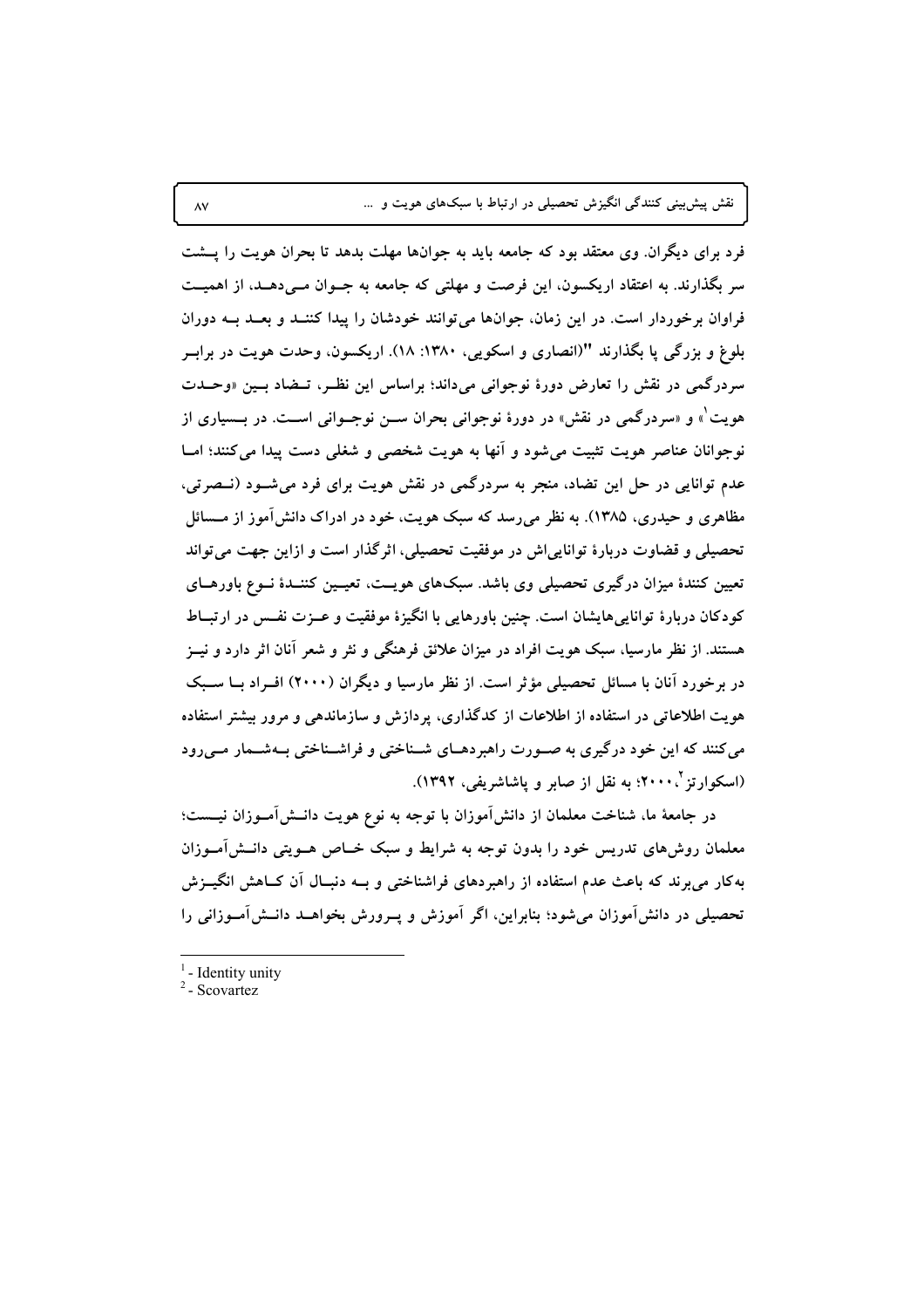فرد برای دیگران. وی معتقد بود که جامعه باید به جوان‌ها مهلت بدهد تا بحران هویت را پشت سر بگذارند. به اعتقاد اریکسون، این فرصت و مهلتی که جامعه به جوان می‌دهد، از اهمیت فراوان برخوردار است. در این زمان، جوان‌ها می‌توانند خودشان را پیدا کنند و بعد به دوران بلوغ و بزرگی پا بگذارند "(انصاری و اسکویی، ۱۳۸۰: ۱۸). اریکسون، وحدت هویت در برابر سردرگمی در نقش را تعارض دورهٔ نوجوانی می‌داند؛ براساس این نظر، تضاد بین «وحدت هویت[1]» و «سردرگمی در نقش» در دورهٔ نوجوانی بحران سن نوجوانی است. در بسیاری از نوجوانان عناصر هویت تثبیت می‌شود و آنها به هویت شخصی و شغلی دست پیدا می‌کنند؛ اما عدم توانایی در حل این تضاد، منجر به سردرگمی در نقش هویت برای فرد می‌شود (نصرتی، مظاهری و حیدری، ۱۳۸۵). به نظر می‌رسد که سبک هویت، خود در ادراک دانش‌آموز از مسائل تحصیلی و قضاوت دربارهٔ توانایی‌اش در موفقیت تحصیلی، اثرگذار است و ازاین جهت می‌تواند تعیین کنندهٔ میزان درگیری تحصیلی وی باشد. سبک‌های هویت، تعیین کنندهٔ نوع باورهای کودکان دربارهٔ توانایی‌هایشان است. چنین باورهایی با انگیزهٔ موفقیت و عزت نفس در ارتباط هستند. از نظر مارسیا، سبک هویت افراد در میزان علائق فرهنگی و نثر و شعر آنان اثر دارد و نیز در برخورد آنان با مسائل تحصیلی مؤثر است. از نظر مارسیا و دیگران (۲۰۰۰) افراد با سبک هویت اطلاعاتی در استفاده از اطلاعات از کدگذاری، پردازش و سازماندهی و مرور بیشتر استفاده می‌کنند که این خود درگیری به صورت راهبردهای شناختی و فراشناختی به‌شمار می‌رود (اسکوارتز[2]، ۲۰۰۰؛ به نقل از صابر و پاشاشریفی، ۱۳۹۲).

در جامعهٔ ما، شناخت معلمان از دانش‌آموزان با توجه به نوع هویت دانش‌آموزان نیست؛ معلمان روش‌های تدریس خود را بدون توجه به شرایط و سبک خاص هویتی دانش‌آموزان به‌کار می‌برند که باعث عدم استفاده از راهبردهای فراشناختی و به دنبال آن کاهش انگیزش تحصیلی در دانش‌آموزان می‌شود؛ بنابراین، اگر آموزش و پرورش بخواهد دانش‌آموزانی را

---

[1] - Identity unity

[2] - Scovartez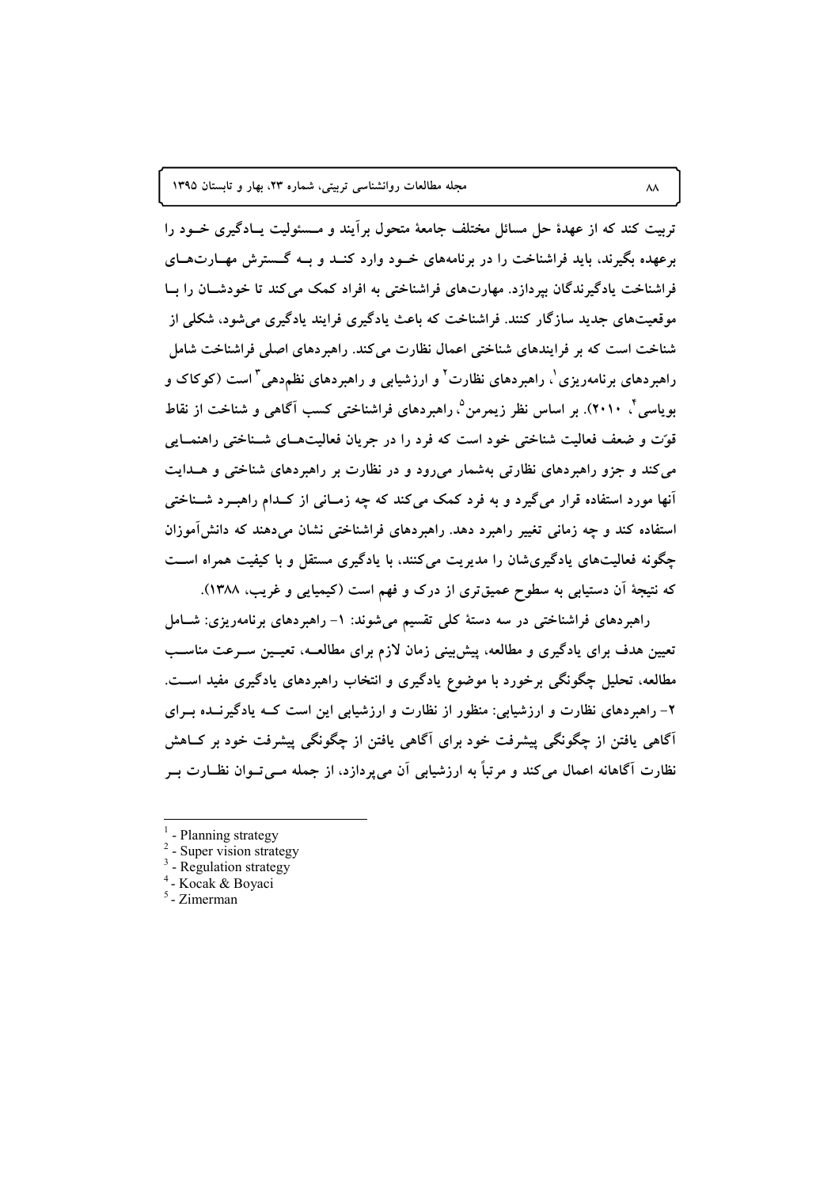تربیت کند که از عهدهٔ حل مسائل مختلف جامعهٔ متحول برآیند و مسئولیت یادگیری خود را برعهده بگیرند، باید فراشناخت را در برنامه‌های خود وارد کنند و به گسترش مهارت‌های فراشناخت یادگیرندگان بپردازد. مهارت‌های فراشناختی به افراد کمک می‌کند تا خودشان را با موقعیت‌های جدید سازگار کنند. فراشناخت که باعث یادگیری فرایند یادگیری می‌شود، شکلی از شناخت است که بر فرایندهای شناختی اعمال نظارت می‌کند. راهبردهای اصلی فراشناخت شامل راهبردهای برنامه‌ریزی[1]، راهبردهای نظارت[2] و ارزشیابی و راهبردهای نظم‌دهی[3] است (کوکاک و بویاسی[4]، ۲۰۱۰). بر اساس نظر زیمرمن[5]، راهبردهای فراشناختی کسب آگاهی و شناخت از نقاط قوّت و ضعف فعالیت شناختی خود است که فرد را در جریان فعالیت‌های شناختی راهنمایی می‌کند و جزو راهبردهای نظارتی به‌شمار می‌رود و در نظارت بر راهبردهای شناختی و هدایت آنها مورد استفاده قرار می‌گیرد و به فرد کمک می‌کند که چه زمانی از کدام راهبرد شناختی استفاده کند و چه زمانی تغییر راهبرد دهد. راهبردهای فراشناختی نشان می‌دهند که دانش‌آموزان چگونه فعالیت‌های یادگیری‌شان را مدیریت می‌کنند، با یادگیری مستقل و با کیفیت همراه است که نتیجهٔ آن دستیابی به سطوح عمیق‌تری از درک و فهم است (کیمیایی و غریب، ۱۳۸۸).

راهبردهای فراشناختی در سه دستهٔ کلی تقسیم می‌شوند: ۱- راهبردهای برنامه‌ریزی: شامل تعیین هدف برای یادگیری و مطالعه، پیش‌بینی زمان لازم برای مطالعه، تعیین سرعت مناسب مطالعه، تحلیل چگونگی برخورد با موضوع یادگیری و انتخاب راهبردهای یادگیری مفید است. ۲- راهبردهای نظارت و ارزشیابی: منظور از نظارت و ارزشیابی این است که یادگیرنده برای آگاهی یافتن از چگونگی پیشرفت خود برای آگاهی یافتن از چگونگی پیشرفت خود بر کاهش نظارت آگاهانه اعمال می‌کند و مرتباً به ارزشیابی آن می‌پردازد، از جمله می‌توان نظارت بر

---

[1] - Planning strategy
[2] - Super vision strategy
[3] - Regulation strategy
[4] - Kocak & Boyaci
[5] - Zimerman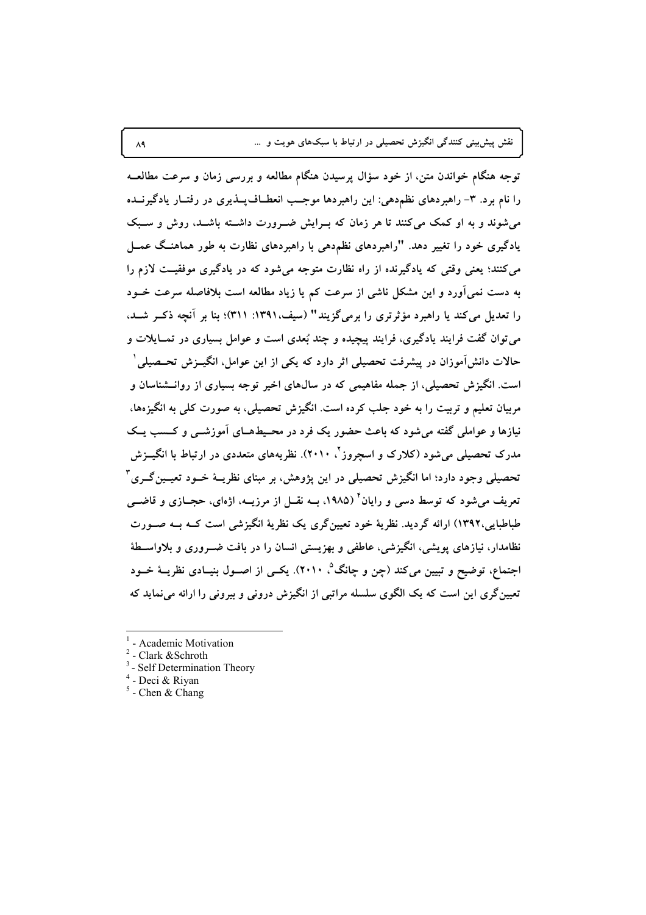توجه هنگام خواندن متن، از خود سؤال پرسیدن هنگام مطالعه و بررسی زمان و سرعت مطالعه را نام برد. ۳- راهبردهای نظم‌دهی: این راهبردها موجب انعطاف‌پذیری در رفتار یادگیرنده می‌شوند و به او کمک می‌کنند تا هر زمان که برایش ضرورت داشته باشد، روش و سبک یادگیری خود را تغییر دهد. "راهبردهای نظم‌دهی با راهبردهای نظارت به طور هماهنگ عمل می‌کنند؛ یعنی وقتی که یادگیرنده از راه نظارت متوجه می‌شود که در یادگیری موفقیت لازم را به دست نمی‌آورد و این مشکل ناشی از سرعت کم یا زیاد مطالعه است بلافاصله سرعت خود را تعدیل می‌کند یا راهبرد مؤثرتری را برمی‌گزیند" (سیف، ۱۳۹۱: ۳۱۱)؛ بنا بر آنچه ذکر شد، می‌توان گفت فرایند یادگیری، فرایند پیچیده و چند بُعدی است و عوامل بسیاری در تمایلات و حالات دانش‌آموزان در پیشرفت تحصیلی اثر دارد که یکی از این عوامل، انگیزش تحصیلی[1] است. انگیزش تحصیلی، از جمله مفاهیمی که در سال‌های اخیر توجه بسیاری از روانشناسان و مربیان تعلیم و تربیت را به خود جلب کرده است. انگیزش تحصیلی، به صورت کلی به انگیزه‌ها، نیازها و عواملی گفته می‌شود که باعث حضور یک فرد در محیط‌های آموزشی و کسب یک مدرک تحصیلی می‌شود (کلارک و اسچروز[2]، ۲۰۱۰). نظریه‌های متعددی در ارتباط با انگیزش تحصیلی وجود دارد؛ اما انگیزش تحصیلی در این پژوهش، بر مبنای نظریهٔ خود تعیین‌گری[3] تعریف می‌شود که توسط دسی و رایان[4] (۱۹۸۵، به نقل از مرزیه، اژه‌ای، حجازی و قاضی طباطبایی،۱۳۹۲) ارائه گردید. نظریهٔ خود تعیین‌گری یک نظریهٔ انگیزشی است که به صورت نظام‌دار، نیازهای پویشی، انگیزشی، عاطفی و بهزیستی انسان را در بافت ضروری و بلاواسطهٔ اجتماع، توضیح و تبیین می‌کند (چن و چانگ[5]، ۲۰۱۰). یکی از اصول بنیادی نظریهٔ خود تعیین‌گری این است که یک الگوی سلسله مراتبی از انگیزش درونی و بیرونی را ارائه می‌نماید که

---

[1] - Academic Motivation
[2] - Clark &Schroth
[3] - Self Determination Theory
[4] - Deci & Riyan
[5] - Chen & Chang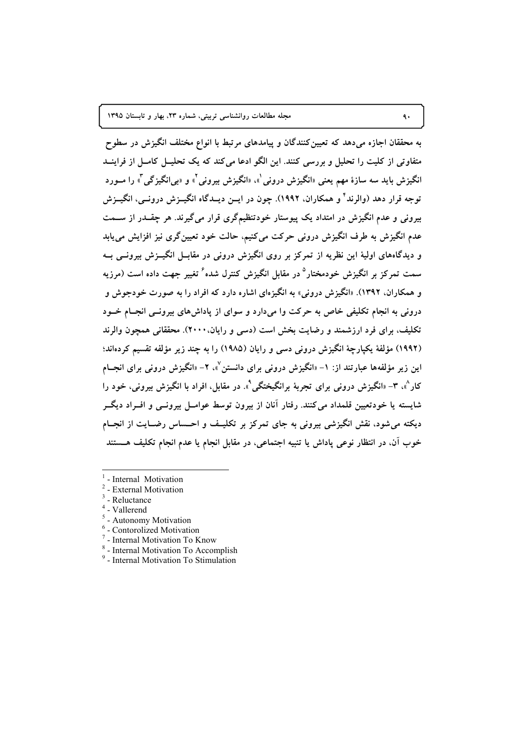به محققان اجازه می‌دهد که تعیین‌کنندگان و پیامدهای مرتبط با انواع مختلف انگیزش در سطوح متفاوتی از کلیت را تحلیل و بررسی کنند. این الگو ادعا می‌کند که یک تحلیل کامل از فرایند انگیزش باید سه سازهٔ مهم یعنی «انگیزش درونی[1]»، «انگیزش بیرونی[2]» و «بی‌انگیزگی[3]» را مورد توجه قرار دهد (والرند[4] و همکاران، ۱۹۹۲). چون در این دیدگاه انگیزش درونی، انگیزش بیرونی و عدم انگیزش در امتداد یک پیوستار خودتنظیم‌گری قرار می‌گیرند. هر چقدر از سمت عدم انگیزش به طرف انگیزش درونی حرکت می‌کنیم، حالت خود تعیین‌گری نیز افزایش می‌یابد و دیدگاه‌های اولیهٔ این نظریه از تمرکز بر روی انگیزش درونی در مقابل انگیزش بیرونی به سمت تمرکز بر انگیزش خودمختار[5] در مقابل انگیزش کنترل شده[6] تغییر جهت داده است (مرزیه و همکاران، ۱۳۹۲). «انگیزش درونی» به انگیزه‌ای اشاره دارد که افراد را به صورت خودجوش و درونی به انجام تکلیفی خاص به حرکت وا می‌دارد و سوای از پاداش‌های بیرونی انجام خود تکلیف، برای فرد ارزشمند و رضایت بخش است (دسی و رایان، ۲۰۰۰). محققانی همچون والرند (۱۹۹۲) مؤلفهٔ یکپارچهٔ انگیزش درونی دسی و رایان (۱۹۸۵) را به چند زیر مؤلفه تقسیم کرده‌اند؛ این زیر مؤلفه‌ها عبارتند از: ۱- «انگیزش درونی برای دانستن[7]»، ۲- «انگیزش درونی برای انجام کار[8]»، ۳- «انگیزش درونی برای تجربهٔ برانگیختگی[9]». در مقابل، افراد با انگیزش بیرونی، خود را شایسته یا خودتعیین قلمداد می‌کنند. رفتار آنان از بیرون توسط عوامل بیرونی و افراد دیگر دیکته می‌شود، نقش انگیزشی بیرونی به جای تمرکز بر تکلیف و احساس رضایت از انجام خوب آن، در انتظار نوعی پاداش یا تنبیه اجتماعی، در مقابل انجام یا عدم انجام تکلیف هستند

---

[1] - Internal Motivation
[2] - External Motivation
[3] - Reluctance
[4] - Vallerend
[5] - Autonomy Motivation
[6] - Contorolized Motivation
[7] - Internal Motivation To Know
[8] - Internal Motivation To Accomplish
[9] - Internal Motivation To Stimulation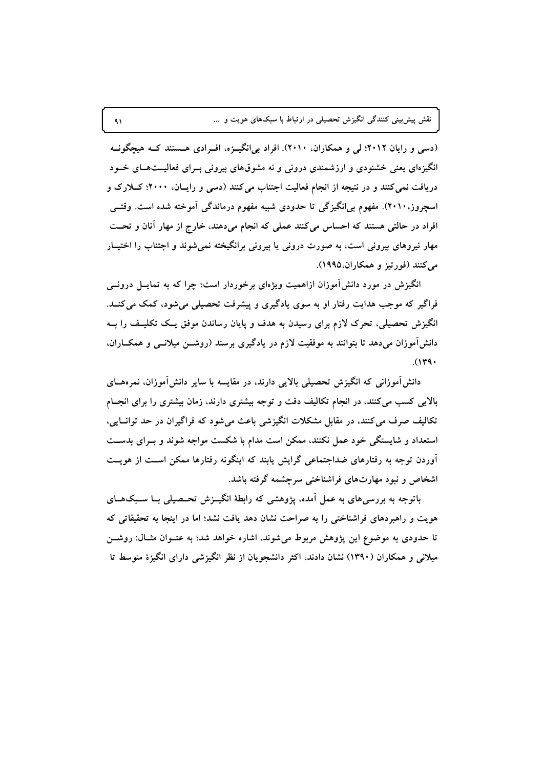(دسی و رایان ۲۰۱۲؛ لی و همکاران، ۲۰۱۰). افراد بی‌انگیزه، افرادی هستند که هیچگونه انگیزه‌ای یعنی خشنودی و ارزشمندی درونی و نه مشوق‌های بیرونی برای فعالیت‌های خود دریافت نمی‌کنند و در نتیجه از انجام فعالیت اجتناب می‌کنند (دسی و رایان، ۲۰۰۰؛ کلارک و اسچروز، ۲۰۱۰). مفهوم بی‌انگیزگی تا حدودی شبیه مفهوم درماندگی آموخته شده است. وقتی افراد در حالتی هستند که احساس می‌کنند عملی که انجام می‌دهند، خارج از مهار آنان و تحت مهار نیروهای بیرونی است، به صورت درونی یا بیرونی برانگیخته نمی‌شوند و اجتناب را اختیار می‌کنند (فورتیز و همکاران،۱۹۹۵).

انگیزش در مورد دانش‌آموزان ازاهمیت ویژه‌ای برخوردار است؛ چرا که به تمایل درونی فراگیر که موجب هدایت رفتار او به سوی یادگیری و پیشرفت تحصیلی می‌شود، کمک می‌کند. انگیزش تحصیلی، تحرک لازم برای رسیدن به هدف و پایان رساندن موفق یک تکلیف را به دانش‌آموزان می‌دهد تا بتوانند به موفقیت لازم در یادگیری برسند (روشن میلانی و همکاران، ۱۳۹۰).

دانش‌آموزانی که انگیزش تحصیلی بالایی دارند، در مقایسه با سایر دانش‌آموزان، نمره‌های بالایی کسب می‌کنند، در انجام تکالیف دقت و توجه بیشتری دارند، زمان بیشتری را برای انجام تکالیف صرف می‌کنند، در مقابل مشکلات انگیزشی باعث می‌شود که فراگیران در حد توانایی، استعداد و شایستگی خود عمل نکنند، ممکن است مدام با شکست مواجه شوند و برای بدست آوردن توجه به رفتارهای ضداجتماعی گرایش یابند که اینگونه رفتارها ممکن است از هویت اشخاص و نبود مهارت‌های فراشناختی سرچشمه گرفته باشد.

باتوجه به بررسی‌های به عمل آمده، پژوهشی که رابطهٔ انگیزش تحصیلی با سبک‌های هویت و راهبردهای فراشناختی را به صراحت نشان دهد یافت نشد؛ اما در اینجا به تحقیقاتی که تا حدودی به موضوع این پژوهش مربوط می‌شوند، اشاره خواهد شد؛ به عنوان مثال: روشن میلانی و همکاران (۱۳۹۰) نشان دادند، اکثر دانشجویان از نظر انگیزشی دارای انگیزهٔ متوسط تا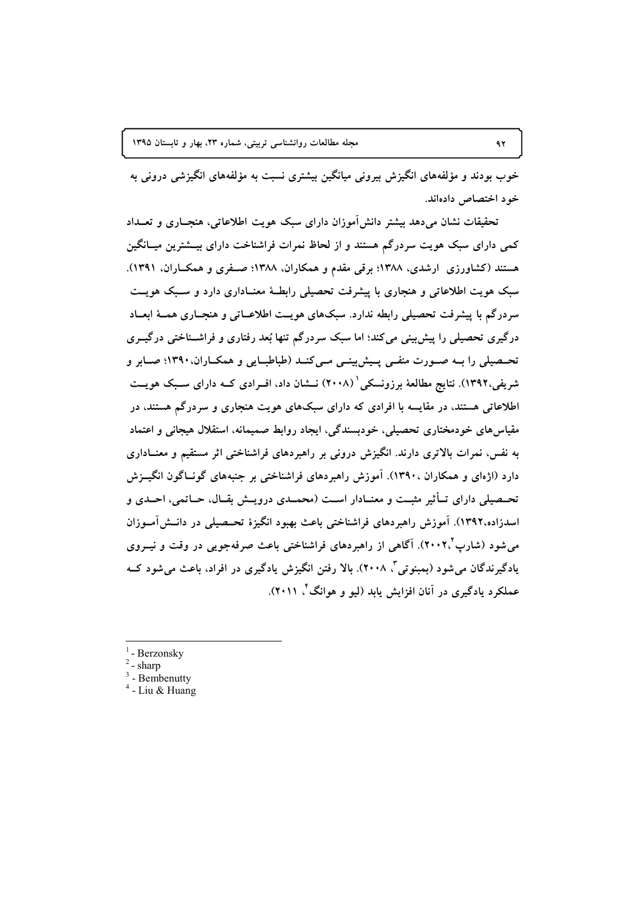خوب بودند و مؤلفه‌های انگیزش بیرونی میانگین بیشتری نسبت به مؤلفه‌های انگیزشی درونی به خود اختصاص داده‌اند.

تحقیقات نشان می‌دهد بیشتر دانش‌آموزان دارای سبک هویت اطلاعاتی، هنجاری و تعداد کمی دارای سبک هویت سردرگم هستند و از لحاظ نمرات فراشناخت دارای بیشترین میانگین هستند (کشاورزی ارشدی، ۱۳۸۸؛ برقی مقدم و همکاران، ۱۳۸۸؛ صفری و همکاران، ۱۳۹۱). سبک هویت اطلاعاتی و هنجاری با پیشرفت تحصیلی رابطهٔ معناداری دارد و سبک هویت سردرگم با پیشرفت تحصیلی رابطه ندارد. سبک‌های هویت اطلاعاتی و هنجاری همهٔ ابعاد درگیری تحصیلی را پیش‌بینی می‌کند؛ اما سبک سردرگم تنها بُعد رفتاری و فراشناختی درگیری تحصیلی را به صورت منفی پیش‌بینی می‌کند (طباطبایی و همکاران،۱۳۹۰؛ صابر و شریفی،۱۳۹۲). نتایج مطالعهٔ برزونسکی[1] (۲۰۰۸) نشان داد، افرادی که دارای سبک هویت اطلاعاتی هستند، در مقایسه با افرادی که دارای سبک‌های هویت هنجاری و سردرگم هستند، در مقیاس‌های خودمختاری تحصیلی، خودبسندگی، ایجاد روابط صمیمانه، استقلال هیجانی و اعتماد به نفس، نمرات بالاتری دارند. انگیزش درونی بر راهبردهای فراشناختی اثر مستقیم و معناداری دارد (اژه‌ای و همکاران ،۱۳۹۰). آموزش راهبردهای فراشناختی بر جنبه‌های گوناگون انگیزش تحصیلی دارای تأثیر مثبت و معنادار است (محمدی درویش بقال، حاتمی، احدی و اسدزاده،۱۳۹۲). آموزش راهبردهای فراشناختی باعث بهبود انگیزهٔ تحصیلی در دانش‌آموزان می‌شود (شارپ[2]،۲۰۰۲). آگاهی از راهبردهای فراشناختی باعث صرفه‌جویی در وقت و نیروی یادگیرندگان می‌شود (بمبنوتی[3]، ۲۰۰۸). بالا رفتن انگیزش یادگیری در افراد، باعث می‌شود که عملکرد یادگیری در آنان افزایش یابد (لیو و هوانگ[4]، ۲۰۱۱).

---

[1] - Berzonsky
[2] - sharp
[3] - Bembenutty
[4] - Liu & Huang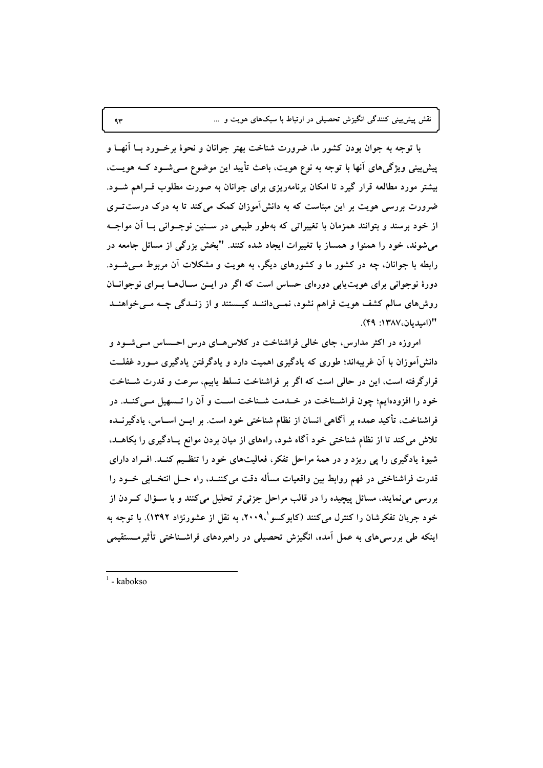با توجه به جوان بودن کشور ما، ضرورت شناخت بهتر جوانان و نحوهٔ برخورد با آنها و پیش‌بینی ویژگی‌های آنها با توجه به نوع هویت، باعث تأیید این موضوع می‌شود که هویت، بیشتر مورد مطالعه قرار گیرد تا امکان برنامه‌ریزی برای جوانان به صورت مطلوب فراهم شود. ضرورت بررسی هویت بر این مبناست که به دانش‌آموزان کمک می‌کند تا به درک درست‌تری از خود برسند و بتوانند همزمان با تغییراتی که به‌طور طبیعی در سنین نوجوانی با آن مواجه می‌شوند، خود را همنوا و همساز با تغییرات ایجاد شده کنند. "بخش بزرگی از مسائل جامعه در رابطه با جوانان، چه در کشور ما و کشورهای دیگر، به هویت و مشکلات آن مربوط می‌شود. دورهٔ نوجوانی برای هویت‌یابی دوره‌ای حساس است که اگر در این سال‌ها برای نوجوانان روش‌های سالم کشف هویت فراهم نشود، نمی‌دانند کیستند و از زندگی چه می‌خواهند "(امیدیان،۱۳۸۷: ۴۹).

امروزه در اکثر مدارس، جای خالی فراشناخت در کلاس‌های درس احساس می‌شود و دانش‌آموزان با آن غریبه‌اند؛ طوری که یادگیری اهمیت دارد و یادگرفتن یادگیری مورد غفلت قرارگرفته است، این در حالی است که اگر بر فراشناخت تسلط یابیم، سرعت و قدرت شناخت خود را افزوده‌ایم؛ چون فراشناخت در خدمت شناخت است و آن را تسهیل می‌کند. در فراشناخت، تأکید عمده بر آگاهی انسان از نظام شناختی خود است. بر این اساس، یادگیرنده تلاش می‌کند تا از نظام شناختی خود آگاه شود، راه‌های از میان بردن موانع یادگیری را بکاهد، شیوهٔ یادگیری را پی ریزد و در همهٔ مراحل تفکر، فعالیت‌های خود را تنظیم کند. افراد دارای قدرت فراشناختی در فهم روابط بین واقعیات مسأله دقت می‌کنند، راه حل انتخابی خود را بررسی می‌نمایند، مسائل پیچیده را در قالب مراحل جزئی‌تر تحلیل می‌کنند و با سؤال کردن از خود جریان تفکرشان را کنترل می‌کنند (کابوکسو[1]،۲۰۰۹، به نقل از عشورنژاد ۱۳۹۲). با توجه به اینکه طی بررسی‌های به عمل آمده، انگیزش تحصیلی در راهبردهای فراشناختی تأثیرمستقیمی

---

[1] - kabokso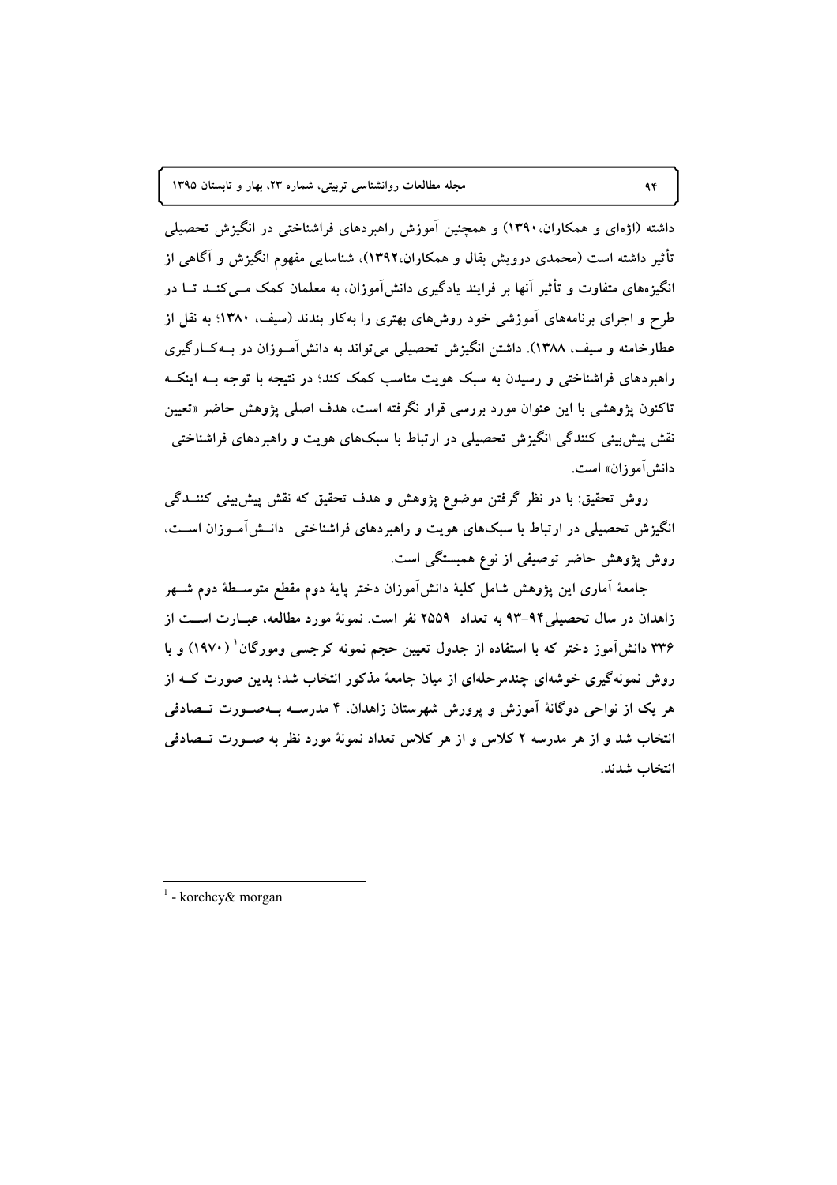داشته (اژه‌ای و همکاران،۱۳۹۰) و همچنین آموزش راهبردهای فراشناختی در انگیزش تحصیلی تأثیر داشته است (محمدی درویش بقال و همکاران،۱۳۹۲)، شناسایی مفهوم انگیزش و آگاهی از انگیزه‌های متفاوت و تأثیر آنها بر فرایند یادگیری دانش‌آموزان، به معلمان کمک می‌کنند تا در طرح و اجرای برنامه‌های آموزشی خود روش‌های بهتری را به‌کار بندند (سیف، ۱۳۸۰؛ به نقل از عطارخامنه و سیف، ۱۳۸۸). داشتن انگیزش تحصیلی می‌تواند به دانش‌آموزان در به‌کارگیری راهبردهای فراشناختی و رسیدن به سبک هویت مناسب کمک کند؛ در نتیجه با توجه به اینکه تاکنون پژوهشی با این عنوان مورد بررسی قرار نگرفته است، هدف اصلی پژوهش حاضر «تعیین نقش پیش‌بینی کنندگی انگیزش تحصیلی در ارتباط با سبک‌های هویت و راهبردهای فراشناختی دانش‌آموزان» است.

روش تحقیق: با در نظر گرفتن موضوع پژوهش و هدف تحقیق که نقش پیش‌بینی کنندگی انگیزش تحصیلی در ارتباط با سبک‌های هویت و راهبردهای فراشناختی دانش‌آموزان است، روش پژوهش حاضر توصیفی از نوع همبستگی است.

جامعهٔ آماری این پژوهش شامل کلیهٔ دانش‌آموزان دختر پایهٔ دوم مقطع متوسطهٔ دوم شهر زاهدان در سال تحصیلی۹۴-۹۳ به تعداد ۲۵۵۹ نفر است. نمونهٔ مورد مطالعه، عبارت است از ۳۳۶ دانش‌آموز دختر که با استفاده از جدول تعیین حجم نمونه کرجسی ومورگان[1] (۱۹۷۰) و با روش نمونه‌گیری خوشه‌ای چندمرحله‌ای از میان جامعهٔ مذکور انتخاب شد؛ بدین صورت که از هر یک از نواحی دوگانهٔ آموزش و پرورش شهرستان زاهدان، ۴ مدرسه به‌صورت تصادفی انتخاب شد و از هر مدرسه ۲ کلاس و از هر کلاس تعداد نمونهٔ مورد نظر به صورت تصادفی انتخاب شدند.

---

[1] - korchcy& morgan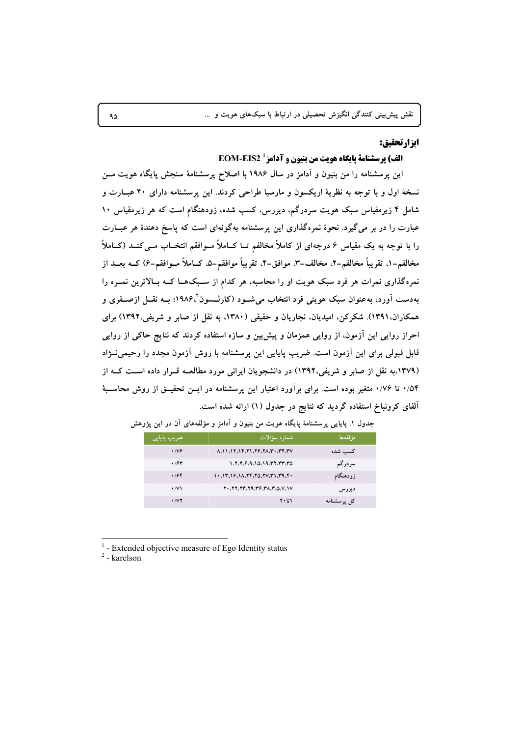### ابزار تحقیق:

#### الف) پرسشنامهٔ پایگاه هویت من بنیون و آدامز[1] EOM-EIS2

این پرسشنامه را من بنیون و آدامز در سال ۱۹۸۶ با اصلاح پرسشنامهٔ سنجش پایگاه هویت من نسخهٔ اول و با توجه به نظریهٔ اریکسون و مارسیا طراحی کردند. این پرسشنامه دارای ۴۰ عبارت و شامل ۴ زیرمقیاس سبک هویت سردرگم، دیررس، کسب شده، زودهنگام است که هر زیرمقیاس ۱۰ عبارت را در بر می‌گیرد. نحوهٔ نمره‌گذاری این پرسشنامه به‌گونه‌ای است که پاسخ دهندهٔ هر عبارت را با توجه به یک مقیاس ۶ درجه‌ای از کاملاً مخالفم تا کاملاً موافقم انتخاب می‌کند (کاملاً مخالفم=۱، تقریباً مخالفم=۲، مخالف=۳، موافق=۴، تقریباً موافقم=۵، کاملاً موافقم=۶) که بعد از نمره‌گذاری نمرات هر فرد سبک هویت او را محاسبه، هر کدام از سبک‌ها که بالاترین نمره را به‌دست آورد، به‌عنوان سبک هویتی فرد انتخاب می‌شود (کارلسون[2]،۱۹۸۶؛ به نقل ازصفری و همکاران،۱۳۹۱). شکرکن، امیدیان، نجاریان و حقیقی (۱۳۸۰، به نقل از صابر و شریفی،۱۳۹۲) برای احراز روایی این آزمون، از روایی همزمان و پیش‌بین و سازه استفاده کردند که نتایج حاکی از روایی قابل قبولی برای این آزمون است. ضریب پایایی این پرسشنامه با روش آزمون مجدد را رحیمی‌نژاد (۱۳۷۹،به نقل از صابر و شریفی،۱۳۹۲) در دانشجویان ایرانی مورد مطالعه قرار داده است که از ۰/۵۴ تا ۰/۷۶ متغیر بوده است. برای برآورد اعتبار این پرسشنامه در این تحقیق از روش محاسبهٔ آلفای کرونباخ استفاده گردید که نتایج در جدول (۱) ارائه شده است.

جدول ۱. پایایی پرسشنامهٔ پایگاه هویت من بنیون و آدامز و مؤلفه‌های آن در این پژوهش

| مؤلفه‌ها | شماره سؤالات | ضریب پایایی |
|---|---|---|
| کسب شده | ۸،۱۱،۱۲،۱۴،۲۱،۲۶،۲۸،۳۰،۳۴،۳۷ | ۰/۷۶ |
| سردرگم | ۱،۲،۴،۶،۹،۱۵،۱۹،۳۲،۳۳،۳۵ | ۰/۶۳ |
| زودهنگام | ۱۰،۱۳،۱۶،۱۸،۲۴،۲۵،۲۷،۳۱،۳۹،۴۰ | ۰/۶۴ |
| دیررس | ۲۰،۲۲،۲۳،۲۹،۳۶،۳۸،۳،۵،۷،۱۷ | ۰/۷۱ |
| کل پرسشنامه | ۱تا۴۰ | ۰/۷۲ |

[1] - Extended objective measure of Ego Identity status

[2] - karelson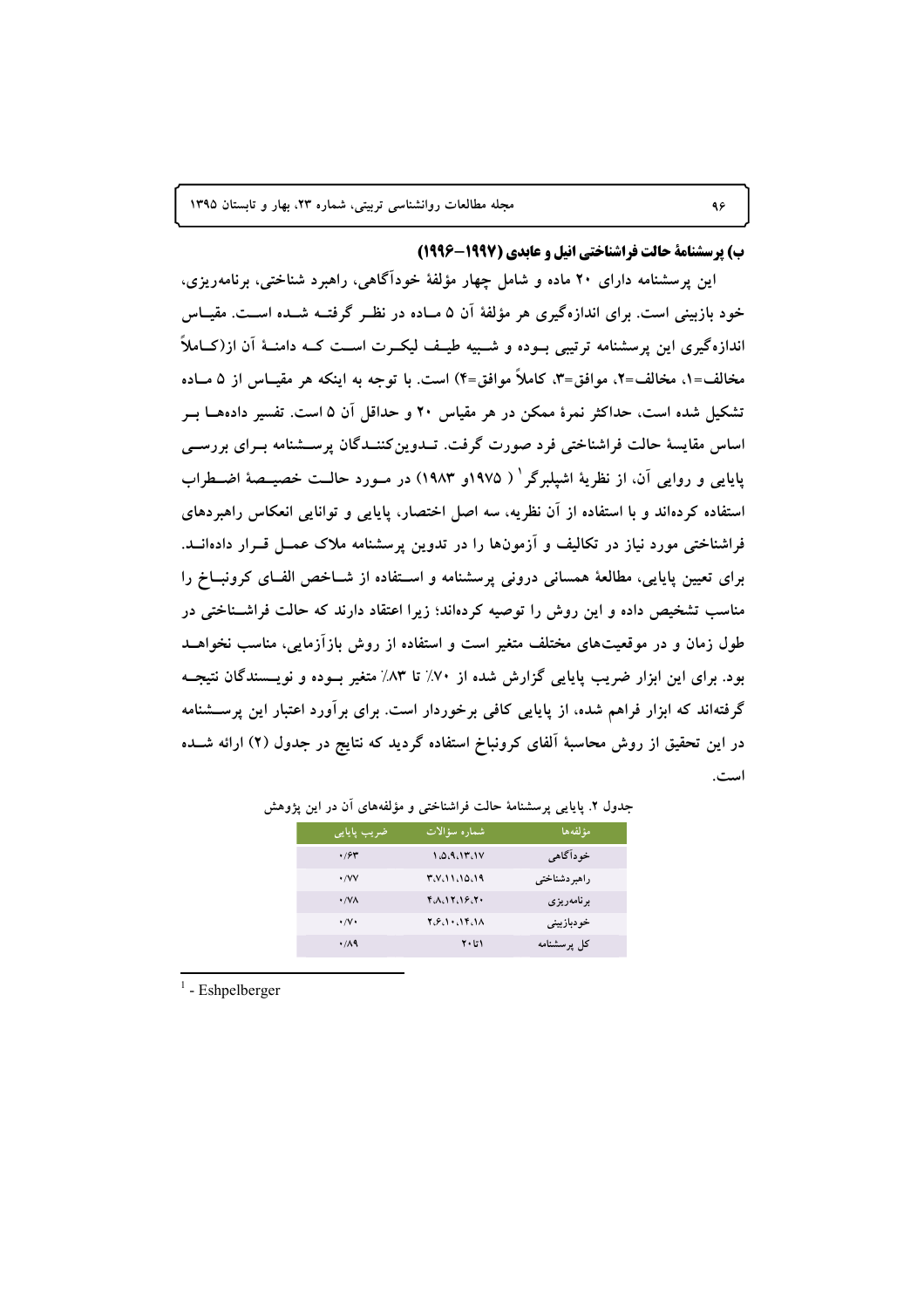### ب) پرسشنامهٔ حالت فراشناختی انیل و عابدی (۱۹۹۷–۱۹۹۶)

این پرسشنامه دارای ۲۰ ماده و شامل چهار مؤلفهٔ خودآگاهی، راهبرد شناختی، برنامه‌ریزی، خود بازبینی است. برای اندازه‌گیری هر مؤلفهٔ آن ۵ ماده در نظر گرفته شده است. مقیاس اندازه‌گیری این پرسشنامه ترتیبی بوده و شبیه طیف لیکرت است که دامنهٔ آن از(کاملاً مخالف=۱، مخالف=۲، موافق=۳، کاملاً موافق=۴) است. با توجه به اینکه هر مقیاس از ۵ ماده تشکیل شده است، حداکثر نمرهٔ ممکن در هر مقیاس ۲۰ و حداقل آن ۵ است. تفسیر داده‌ها بر اساس مقایسهٔ حالت فراشناختی فرد صورت گرفت. تدوین‌کنندگان پرسشنامه برای بررسی پایایی و روایی آن، از نظریهٔ اشپلبرگر[1] ( ۱۹۷۵و ۱۹۸۳) در مورد حالت خصیصهٔ اضطراب استفاده کرده‌اند و با استفاده از آن نظریه، سه اصل اختصار، پایایی و توانایی انعکاس راهبردهای فراشناختی مورد نیاز در تکالیف و آزمون‌ها را در تدوین پرسشنامه ملاک عمل قرار داده‌اند. برای تعیین پایایی، مطالعهٔ همسانی درونی پرسشنامه و استفاده از شاخص الفای کرونباخ را مناسب تشخیص داده و این روش را توصیه کرده‌اند؛ زیرا اعتقاد دارند که حالت فراشناختی در طول زمان و در موقعیت‌های مختلف متغیر است و استفاده از روش بازآزمایی، مناسب نخواهد بود. برای این ابزار ضریب پایایی گزارش شده از ۷۰٪ تا ۸۳٪ متغیر بوده و نویسندگان نتیجه گرفته‌اند که ابزار فراهم شده، از پایایی کافی برخوردار است. برای برآورد اعتبار این پرسشنامه در این تحقیق از روش محاسبهٔ آلفای کرونباخ استفاده گردید که نتایج در جدول (۲) ارائه شده است.

جدول ۲. پایایی پرسشنامهٔ حالت فراشناختی و مؤلفه‌های آن در این پژوهش

| مؤلفه‌ها | شماره سؤالات | ضریب پایایی |
|---|---|---|
| خودآگاهی | ۱،۵،۹،۱۳،۱۷ | ۰/۶۳ |
| راهبردشناختی | ۳،۷،۱۱،۱۵،۱۹ | ۰/۷۷ |
| برنامه‌ریزی | ۴،۸،۱۲،۱۶،۲۰ | ۰/۷۸ |
| خودبازبینی | ۲،۶،۱۰،۱۴،۱۸ | ۰/۷۰ |
| کل پرسشنامه | ۱تا۲۰ | ۰/۸۹ |

---

[1] - Eshpelberger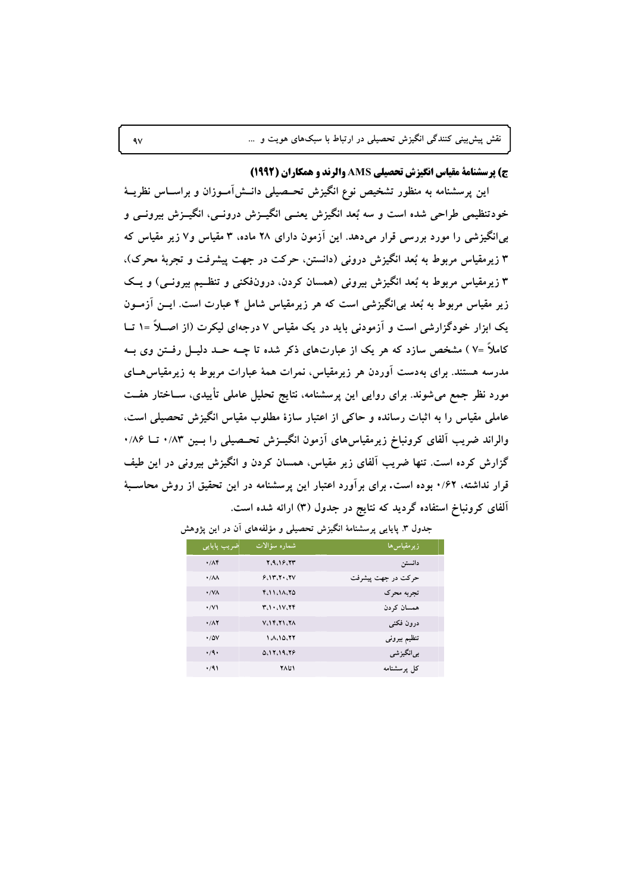### ج) پرسشنامهٔ مقیاس انگیزش تحصیلی AMS والرند و همکاران (۱۹۹۲)

این پرسشنامه به منظور تشخیص نوع انگیزش تحصیلی دانش‌آموزان و براساس نظریهٔ خودتنظیمی طراحی شده است و سه بُعد انگیزش یعنی انگیزش درونی، انگیزش بیرونی و بی‌انگیزشی را مورد بررسی قرار می‌دهد. این آزمون دارای ۲۸ ماده، ۳ مقیاس و ۷ زیر مقیاس که ۳ زیرمقیاس مربوط به بُعد انگیزش درونی (دانستن، حرکت در جهت پیشرفت و تجربهٔ محرک)، ۳ زیرمقیاس مربوط به بُعد انگیزش بیرونی (همسان کردن، درون‌فکنی و تنظیم بیرونی) و یک زیر مقیاس مربوط به بُعد بی‌انگیزشی است که هر زیرمقیاس شامل ۴ عبارت است. این آزمون یک ابزار خودگزارشی است و آزمودنی باید در یک مقیاس ۷ درجه‌ای لیکرت (از اصلاً =۱ تا کاملاً =۷ ) مشخص سازد که هر یک از عبارت‌های ذکر شده تا چه حد دلیل رفتن وی به مدرسه هستند. برای به‌دست آوردن هر زیرمقیاس، نمرات همهٔ عبارات مربوط به زیرمقیاس‌های مورد نظر جمع می‌شوند. برای روایی این پرسشنامه، نتایج تحلیل عاملی تأییدی، ساختار هفت عاملی مقیاس را به اثبات رسانده و حاکی از اعتبار سازهٔ مطلوب مقیاس انگیزش تحصیلی است، والراند ضریب آلفای کرونباخ زیرمقیاس‌های آزمون انگیزش تحصیلی را بین ۰/۸۳ تا ۰/۸۶ گزارش کرده است. تنها ضریب آلفای زیر مقیاس، همسان کردن و انگیزش بیرونی در این طیف قرار نداشته، ۰/۶۲ بوده است. برای برآورد اعتبار این پرسشنامه در این تحقیق از روش محاسبهٔ آلفای کرونباخ استفاده گردید که نتایج در جدول (۳) ارائه شده است.

جدول ۳. پایایی پرسشنامهٔ انگیزش تحصیلی و مؤلفه‌های آن در این پژوهش

| زیرمقیاس‌ها | شماره سؤالات | ضریب پایایی |
|---|---|---|
| دانستن | ۲،۹،۱۶،۲۳ | ۰/۸۴ |
| حرکت در جهت پیشرفت | ۶،۱۳،۲۰،۲۷ | ۰/۸۸ |
| تجربه محرک | ۴،۱۱،۱۸،۲۵ | ۰/۷۸ |
| همسان کردن | ۳،۱۰،۱۷،۲۴ | ۰/۷۱ |
| درون فکنی | ۷،۱۴،۲۱،۲۸ | ۰/۸۲ |
| تنظیم بیرونی | ۱،۸،۱۵،۲۲ | ۰/۵۷ |
| بی‌انگیزشی | ۵،۱۲،۱۹،۲۶ | ۰/۹۰ |
| کل پرسشنامه | ۱تا۲۸ | ۰/۹۱ |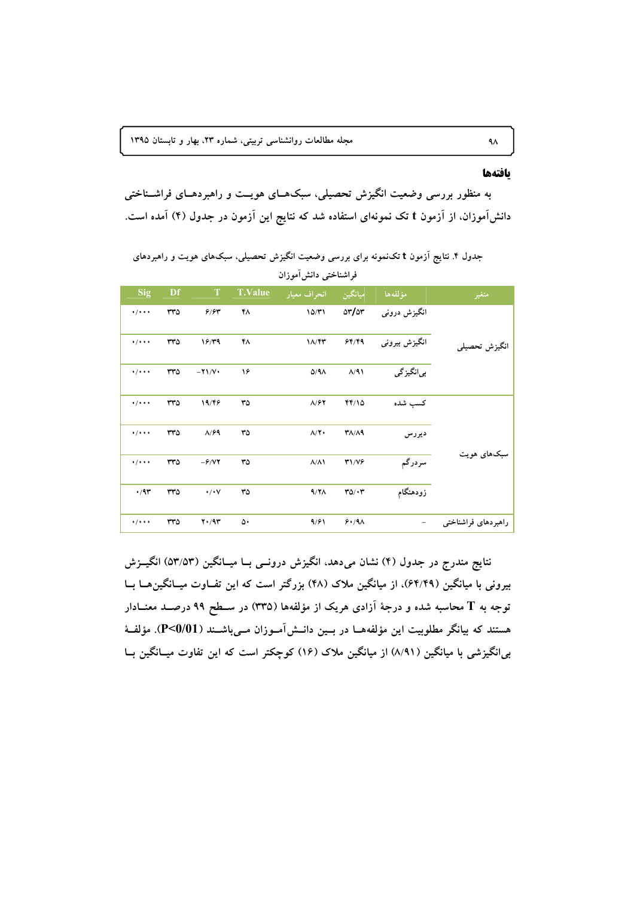## یافته‌ها

به منظور بررسی وضعیت انگیزش تحصیلی، سبک‌های هویت و راهبردهای فراشناختی دانش‌آموزان، از آزمون t تک نمونه‌ای استفاده شد که نتایج این آزمون در جدول (۴) آمده است.

جدول ۴. نتایج آزمون t تک‌نمونه برای بررسی وضعیت انگیزش تحصیلی، سبک‌های هویت و راهبردهای فراشناختی دانش‌آموزان

| متغیر | مؤلفه‌ها | میانگین | انحراف معیار | T.Value | T | Df | Sig |
|---|---|---|---|---|---|---|---|
| انگیزش تحصیلی | انگیزش درونی | ۵۳/۵۳ | ۱۵/۳۱ | ۴۸ | ۶/۶۳ | ۳۳۵ | ۰/۰۰۰ |
| | انگیزش بیرونی | ۶۴/۴۹ | ۱۸/۴۳ | ۴۸ | ۱۶/۳۹ | ۳۳۵ | ۰/۰۰۰ |
| | بی‌انگیزگی | ۸/۹۱ | ۵/۹۸ | ۱۶ | −۲۱/۷۰ | ۳۳۵ | ۰/۰۰۰ |
| سبک‌های هویت | کسب شده | ۴۴/۱۵ | ۸/۶۲ | ۳۵ | ۱۹/۴۶ | ۳۳۵ | ۰/۰۰۰ |
| | دیررس | ۳۸/۸۹ | ۸/۲۰ | ۳۵ | ۸/۶۹ | ۳۳۵ | ۰/۰۰۰ |
| | سردرگم | ۳۱/۷۶ | ۸/۸۱ | ۳۵ | −۶/۷۲ | ۳۳۵ | ۰/۰۰۰ |
| | زودهنگام | ۳۵/۰۳ | ۹/۲۸ | ۳۵ | ۰/۰۷ | ۳۳۵ | ۰/۹۳ |
| راهبردهای فراشناختی | − | ۶۰/۹۸ | ۹/۶۱ | ۵۰ | ۲۰/۹۳ | ۳۳۵ | ۰/۰۰۰ |

نتایج مندرج در جدول (۴) نشان می‌دهد، انگیزش درونی با میانگین (۵۳/۵۳) انگیزش بیرونی با میانگین (۶۴/۴۹)، از میانگین ملاک (۴۸) بزرگتر است که این تفاوت میانگین‌ها با توجه به T محاسبه شده و درجهٔ آزادی هریک از مؤلفه‌ها (۳۳۵) در سطح ۹۹ درصد معنادار هستند که بیانگر مطلوبیت این مؤلفه‌ها در بین دانش‌آموزان می‌باشند (P<0/01). مؤلفهٔ بی‌انگیزشی با میانگین (۸/۹۱) از میانگین ملاک (۱۶) کوچکتر است که این تفاوت میانگین با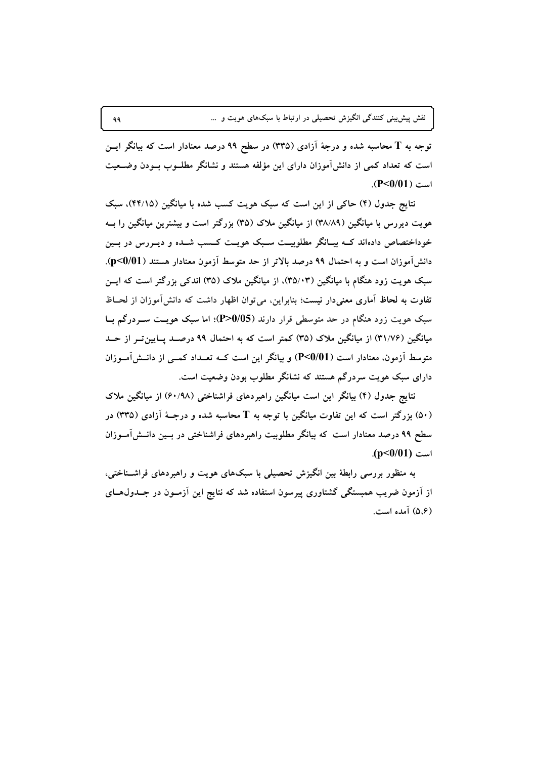توجه به T محاسبه شده و درجهٔ آزادی (۳۳۵) در سطح ۹۹ درصد معنادار است که بیانگر این است که تعداد کمی از دانش‌آموزان دارای این مؤلفه هستند و نشانگر مطلوب بودن وضعیت است ($P<0/01$).

نتایج جدول (۴) حاکی از این است که سبک هویت کسب شده با میانگین (۴۴/۱۵)، سبک هویت دیررس با میانگین (۳۸/۸۹) از میانگین ملاک (۳۵) بزرگتر است و بیشترین میانگین را به خوداختصاص داده‌اند که بیانگر مطلوبیت سبک هویت کسب شده و دیررس در بین دانش‌آموزان است و به احتمال ۹۹ درصد بالاتر از حد متوسط آزمون معنادار هستند ($p<0/01$). سبک هویت زود هنگام با میانگین (۳۵/۰۳)، از میانگین ملاک (۳۵) اندکی بزرگتر است که این تفاوت به لحاظ آماری معنی‌دار نیست؛ بنابراین، می‌توان اظهار داشت که دانش‌آموزان از لحاظ سبک هویت زود هنگام در حد متوسطی قرار دارند ($P>0/05$)؛ اما سبک هویت سردرگم با میانگین (۳۱/۷۶) از میانگین ملاک (۳۵) کمتر است که به احتمال ۹۹ درصد پایین‌تر از حد متوسط آزمون، معنادار است ($P<0/01$) و بیانگر این است که تعداد کمی از دانش‌آموزان دارای سبک هویت سردرگم هستند که نشانگر مطلوب بودن وضعیت است.

نتایج جدول (۴) بیانگر این است میانگین راهبردهای فراشناختی (۶۰/۹۸) از میانگین ملاک (۵۰) بزرگتر است که این تفاوت میانگین با توجه به T محاسبه شده و درجهٔ آزادی (۳۳۵) در سطح ۹۹ درصد معنادار است که بیانگر مطلوبیت راهبردهای فراشناختی در بین دانش‌آموزان است ($p<0/01$).

به منظور بررسی رابطهٔ بین انگیزش تحصیلی با سبک‌های هویت و راهبردهای فراشناختی، از آزمون ضریب همبستگی گشتاوری پیرسون استفاده شد که نتایج این آزمون در جدول‌های (۵،۶) آمده است.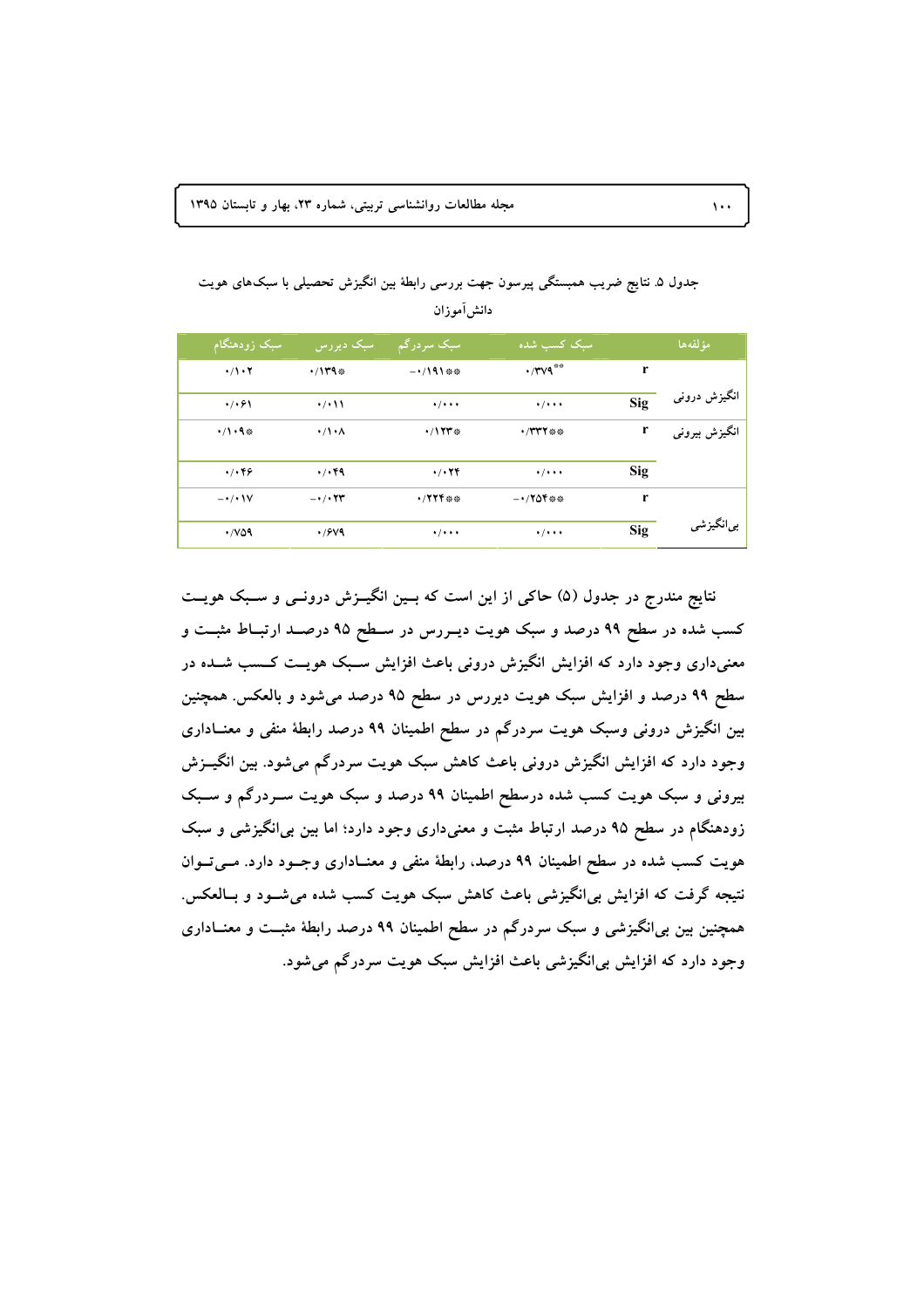جدول ۵. نتایج ضریب همبستگی پیرسون جهت بررسی رابطهٔ بین انگیزش تحصیلی با سبک‌های هویت دانش‌آموزان

| مؤلفه‌ها | | سبک کسب شده | سبک سردرگم | سبک دیررس | سبک زودهنگام |
|---|---|---|---|---|---|
| انگیزش درونی | r | ۰/۳۷۹** | −۰/۱۹۱** | ۰/۱۳۹* | ۰/۱۰۲ |
| | Sig | ۰/۰۰۰ | ۰/۰۰۰ | ۰/۰۱۱ | ۰/۰۶۱ |
| انگیزش بیرونی | r | ۰/۳۳۲** | ۰/۱۲۳* | ۰/۱۰۸ | ۰/۱۰۹* |
| | Sig | ۰/۰۰۰ | ۰/۰۲۴ | ۰/۰۴۹ | ۰/۰۴۶ |
| بی‌انگیزشی | r | −۰/۲۵۴** | ۰/۲۲۴** | −۰/۰۲۳ | −۰/۰۱۷ |
| | Sig | ۰/۰۰۰ | ۰/۰۰۰ | ۰/۶۷۹ | ۰/۷۵۹ |

نتایج مندرج در جدول (۵) حاکی از این است که بین انگیزش درونی و سبک هویت کسب شده در سطح ۹۹ درصد و سبک هویت دیررس در سطح ۹۵ درصد ارتباط مثبت و معنی‌داری وجود دارد که افزایش انگیزش درونی باعث افزایش سبک هویت کسب شده در سطح ۹۹ درصد و افزایش سبک هویت دیررس در سطح ۹۵ درصد می‌شود و بالعکس. همچنین بین انگیزش درونی وسبک هویت سردرگم در سطح اطمینان ۹۹ درصد رابطهٔ منفی و معناداری وجود دارد که افزایش انگیزش درونی باعث کاهش سبک هویت سردرگم می‌شود. بین انگیزش بیرونی و سبک هویت کسب شده درسطح اطمینان ۹۹ درصد و سبک هویت سردرگم و سبک زودهنگام در سطح ۹۵ درصد ارتباط مثبت و معنی‌داری وجود دارد؛ اما بین بی‌انگیزشی و سبک هویت کسب شده در سطح اطمینان ۹۹ درصد، رابطهٔ منفی و معناداری وجود دارد. می‌توان نتیجه گرفت که افزایش بی‌انگیزشی باعث کاهش سبک هویت کسب شده می‌شود و بالعکس. همچنین بین بی‌انگیزشی و سبک سردرگم در سطح اطمینان ۹۹ درصد رابطهٔ مثبت و معناداری وجود دارد که افزایش بی‌انگیزشی باعث افزایش سبک هویت سردرگم می‌شود.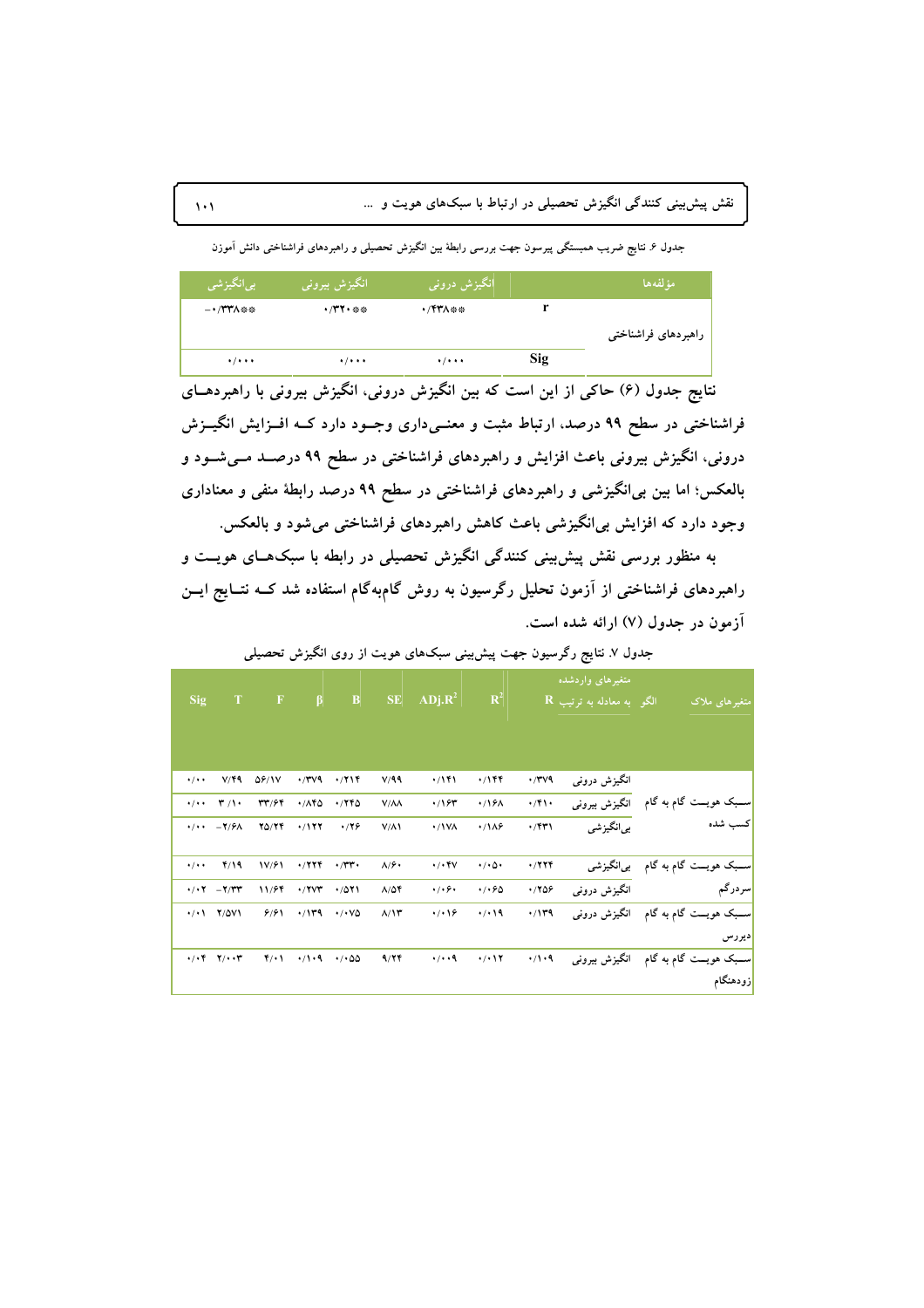جدول ۶. نتایج ضریب همبستگی پیرسون جهت بررسی رابطهٔ بین انگیزش تحصیلی و راهبردهای فراشناختی دانش آموزن

| مؤلفه‌ها | | انگیزش درونی | انگیزش بیرونی | بی‌انگیزشی |
|---|---|---|---|---|
| راهبردهای فراشناختی | r | ۰/۴۳۸** | ۰/۳۲۰** | -۰/۳۳۸** |
| | Sig | ۰/۰۰۰ | ۰/۰۰۰ | ۰/۰۰۰ |

نتایج جدول (۶) حاکی از این است که بین انگیزش درونی، انگیزش بیرونی با راهبردهای فراشناختی در سطح ۹۹ درصد، ارتباط مثبت و معنی‌داری وجود دارد که افزایش انگیزش درونی، انگیزش بیرونی باعث افزایش و راهبردهای فراشناختی در سطح ۹۹ درصد می‌شود و بالعکس؛ اما بین بی‌انگیزشی و راهبردهای فراشناختی در سطح ۹۹ درصد رابطهٔ منفی و معناداری وجود دارد که افزایش بی‌انگیزشی باعث کاهش راهبردهای فراشناختی می‌شود و بالعکس.

به منظور بررسی نقش پیش‌بینی کنندگی انگیزش تحصیلی در رابطه با سبک‌های هویت و راهبردهای فراشناختی از آزمون تحلیل رگرسیون به روش گام‌به‌گام استفاده شد که نتایج این آزمون در جدول (۷) ارائه شده است.

جدول ۷. نتایج رگرسیون جهت پیش‌بینی سبک‌های هویت از روی انگیزش تحصیلی

| متغیرهای ملاک | الگو | متغیرهای واردشده به معادله به ترتیب | R | $R^2$ | $ADj.R^2$ | SE | B | β | F | T | Sig |
|---|---|---|---|---|---|---|---|---|---|---|---|
| سبک هویت کسب شده | گام به گام | انگیزش درونی | ۰/۳۷۹ | ۰/۱۴۴ | ۰/۱۴۱ | ۷/۹۹ | ۰/۲۱۴ | ۰/۳۷۹ | ۵۶/۱۷ | ۷/۴۹ | ۰/۰۰ |
| | | انگیزش بیرونی | ۰/۴۱۰ | ۰/۱۶۸ | ۰/۱۶۳ | ۷/۸۸ | ۰/۲۴۵ | ۰/۸۴۵ | ۳۳/۶۴ | ۳/۱۰ | ۰/۰۰ |
| | | بی‌انگیزشی | ۰/۴۳۱ | ۰/۱۸۶ | ۰/۱۷۸ | ۷/۸۱ | ۰/۲۶ | ۰/۱۲۲ | ۲۵/۲۴ | -۲/۶۸ | ۰/۰۰ |
| سبک هویت سردرگم | گام به گام | بی‌انگیزشی | ۰/۲۲۴ | ۰/۰۵۰ | ۰/۰۴۷ | ۸/۶۰ | ۰/۳۳۰ | ۰/۲۲۴ | ۱۷/۶۱ | ۴/۱۹ | ۰/۰۰ |
| | | انگیزش درونی | ۰/۲۵۶ | ۰/۰۶۵ | ۰/۰۶۰ | ۸/۵۴ | ۰/۵۲۱ | ۰/۲۷۳ | ۱۱/۶۴ | -۲/۳۳ | ۰/۰۲ |
| سبک هویت دیررس | گام به گام | انگیزش درونی | ۰/۱۳۹ | ۰/۰۱۹ | ۰/۰۱۶ | ۸/۱۳ | ۰/۰۷۵ | ۰/۱۳۹ | ۶/۶۱ | ۲/۵۷۱ | ۰/۰۱ |
| سبک هویت زودهنگام | گام به گام | انگیزش بیرونی | ۰/۱۰۹ | ۰/۰۱۲ | ۰/۰۰۹ | ۹/۲۴ | ۰/۰۵۵ | ۰/۱۰۹ | ۴/۰۱ | ۲/۰۰۳ | ۰/۰۴ |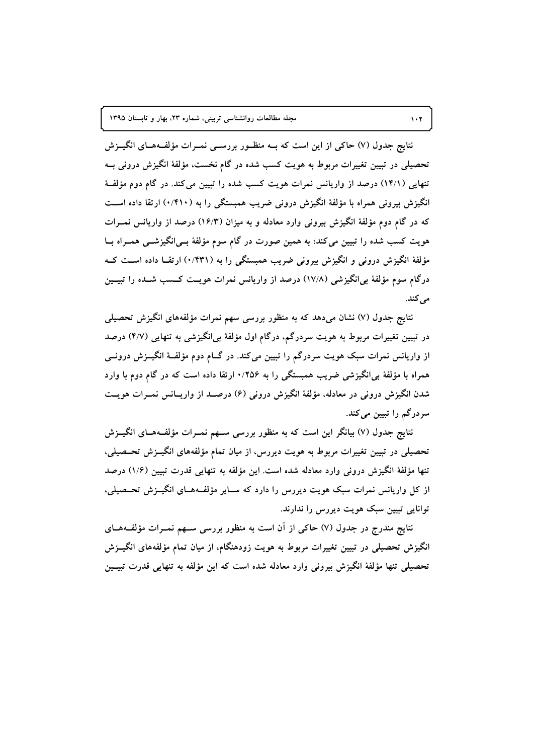نتایج جدول (۷) حاکی از این است که بــه منظــور بررســی نمــرات مؤلفــه‌هــای انگیــزش تحصیلی در تبیین تغییرات مربوط به هویت کسب شده در گام نخست، مؤلفهٔ انگیزش درونی بــه تنهایی (۱۴/۱) درصد از واریانس نمرات هویت کسب شده را تبیین می‌کند. در گام دوم مؤلفــهٔ انگیزش بیرونی همراه با مؤلفهٔ انگیزش درونی ضریب همبستگی را به (۰/۴۱۰) ارتقا داده اســت که در گام دوم مؤلفهٔ انگیزش بیرونی وارد معادله و به میزان (۱۶/۳) درصد از واریانس نمــرات هویت کسب شده را تبیین می‌کند؛ به همین صورت در گام سوم مؤلفهٔ بــی‌انگیزشــی همــراه بــا مؤلفهٔ انگیزش درونی و انگیزش بیرونی ضریب همبستگی را به (۰/۴۳۱) ارتقــا داده اســت کــه درگام سوم مؤلفهٔ بی‌انگیزشی (۱۷/۸) درصد از واریانس نمرات هویــت کــسب شــده را تبیــین می‌کند.

نتایج جدول (۷) نشان می‌دهد که به منظور بررسی سهم نمرات مؤلفه‌های انگیزش تحصیلی در تبیین تغییرات مربوط به هویت سردرگم، درگام اول مؤلفهٔ بی‌انگیزشی به تنهایی (۴/۷) درصد از واریانس نمرات سبک هویت سردرگم را تبیین می‌کند. در گــام دوم مؤلفــهٔ انگیــزش درونــی همراه با مؤلفهٔ بی‌انگیزشی ضریب همبستگی را به ۰/۲۵۶ ارتقا داده است که در گام دوم با وارد شدن انگیزش درونی در معادله، مؤلفهٔ انگیزش درونی (۶) درصــد از واریــانس نمــرات هویــت سردرگم را تبیین می‌کند.

نتایج جدول (۷) بیانگر این است که به منظور بررسی ســهم نمــرات مؤلفــه‌هــای انگیــزش تحصیلی در تبیین تغییرات مربوط به هویت دیررس، از میان تمام مؤلفه‌های انگیــزش تحــصیلی، تنها مؤلفهٔ انگیزش درونی وارد معادله شده است. این مؤلفه به تنهایی قدرت تبیین (۱/۶) درصد از کل واریانس نمرات سبک هویت دیررس را دارد که ســایر مؤلفــه‌هــای انگیــزش تحــصیلی، توانایی تبیین سبک هویت دیررس را ندارند.

نتایج مندرج در جدول (۷) حاکی از آن است به منظور بررسی ســهم نمــرات مؤلفــه‌هــای انگیزش تحصیلی در تبیین تغییرات مربوط به هویت زودهنگام، از میان تمام مؤلفه‌های انگیــزش تحصیلی تنها مؤلفهٔ انگیزش بیرونی وارد معادله شده است که این مؤلفه به تنهایی قدرت تبیــین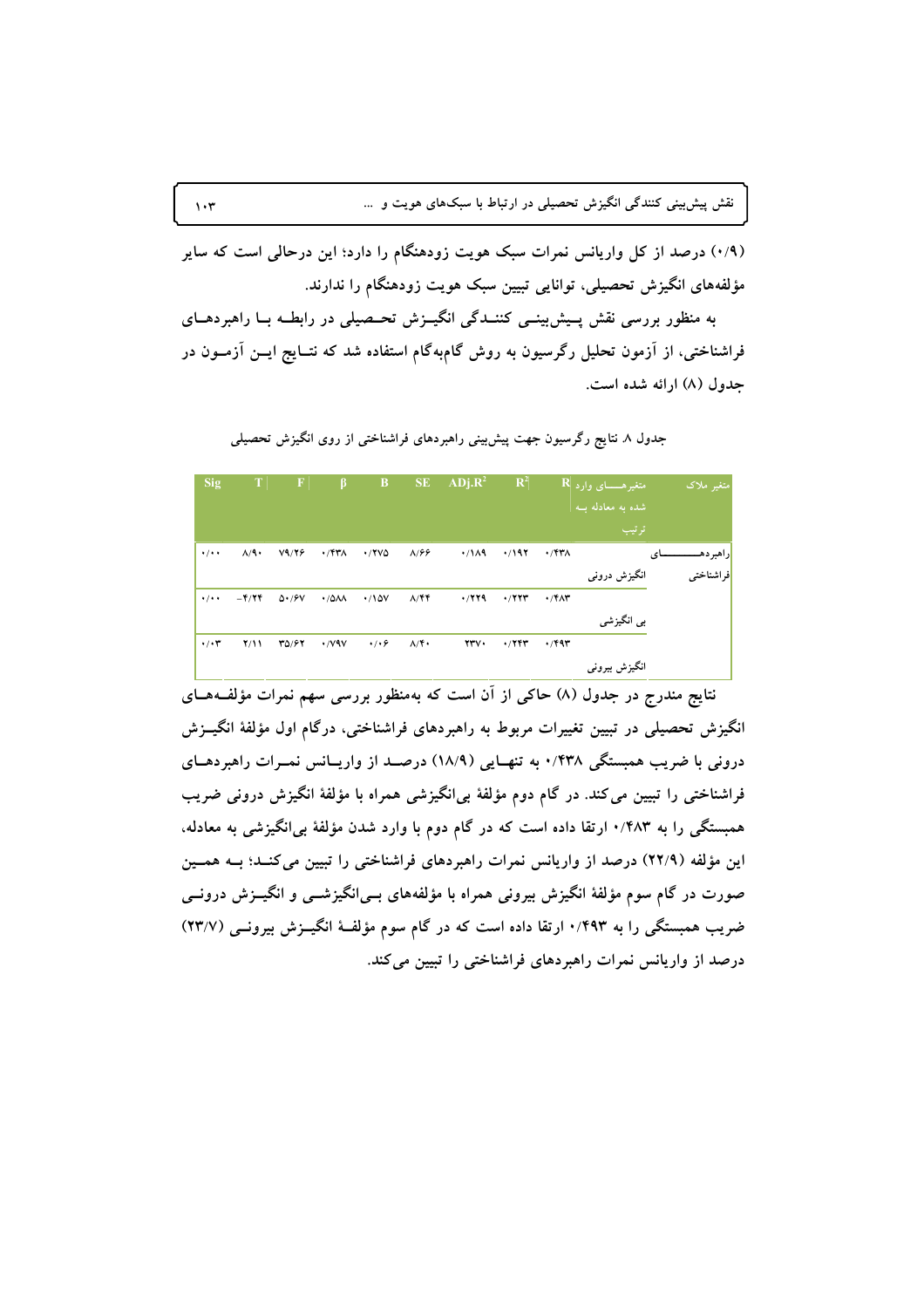(۰/۹) درصد از کل واریانس نمرات سبک هویت زودهنگام را دارد؛ این درحالی است که سایر مؤلفه‌های انگیزش تحصیلی، توانایی تبیین سبک هویت زودهنگام را ندارند.

به منظور بررسی نقش پیش‌بینی کنندگی انگیزش تحصیلی در رابطه با راهبردهای فراشناختی، از آزمون تحلیل رگرسیون به روش گام‌به‌گام استفاده شد که نتایج این آزمون در جدول (۸) ارائه شده است.

جدول ۸. نتایج رگرسیون جهت پیش‌بینی راهبردهای فراشناختی از روی انگیزش تحصیلی

| متغیر ملاک | متغیرهای وارد شده به معادله به ترتیب | R | $R^2$ | $ADj.R^2$ | SE | B | β | F | T | Sig |
|---|---|---|---|---|---|---|---|---|---|---|
| راهبردهای فراشناختی | انگیزش درونی | ۰/۴۳۸ | ۰/۱۹۲ | ۰/۱۸۹ | ۸/۶۶ | ۰/۲۷۵ | ۰/۴۳۸ | ۷۹/۲۶ | ۸/۹۰ | ۰/۰۰ |
| | بی انگیزشی | ۰/۴۸۳ | ۰/۲۳۳ | ۰/۲۲۹ | ۸/۴۴ | ۰/۱۵۷ | ۰/۵۸۸ | ۵۰/۶۷ | ۴/۲۴- | ۰/۰۰ |
| | انگیزش بیرونی | ۰/۴۹۳ | ۰/۲۴۳ | ۲۳۷۰ | ۸/۴۰ | ۰/۰۶ | ۰/۷۹۷ | ۳۵/۶۲ | ۲/۱۱ | ۰/۰۳ |

نتایج مندرج در جدول (۸) حاکی از آن است که به‌منظور بررسی سهم نمرات مؤلفه‌های انگیزش تحصیلی در تبیین تغییرات مربوط به راهبردهای فراشناختی، درگام اول مؤلفهٔ انگیزش درونی با ضریب همبستگی ۰/۴۳۸ به تنهایی (۱۸/۹) درصد از واریانس نمرات راهبردهای فراشناختی را تبیین می‌کند. در گام دوم مؤلفهٔ بی‌انگیزشی همراه با مؤلفهٔ انگیزش درونی ضریب همبستگی را به ۰/۴۸۳ ارتقا داده است که در گام دوم با وارد شدن مؤلفهٔ بی‌انگیزشی به معادله، این مؤلفه (۲۲/۹) درصد از واریانس نمرات راهبردهای فراشناختی را تبیین می‌کند؛ به همین صورت در گام سوم مؤلفهٔ انگیزش بیرونی همراه با مؤلفه‌های بی‌انگیزشی و انگیزش درونی ضریب همبستگی را به ۰/۴۹۳ ارتقا داده است که در گام سوم مؤلفهٔ انگیزش بیرونی (۲۳/۷) درصد از واریانس نمرات راهبردهای فراشناختی را تبیین می‌کند.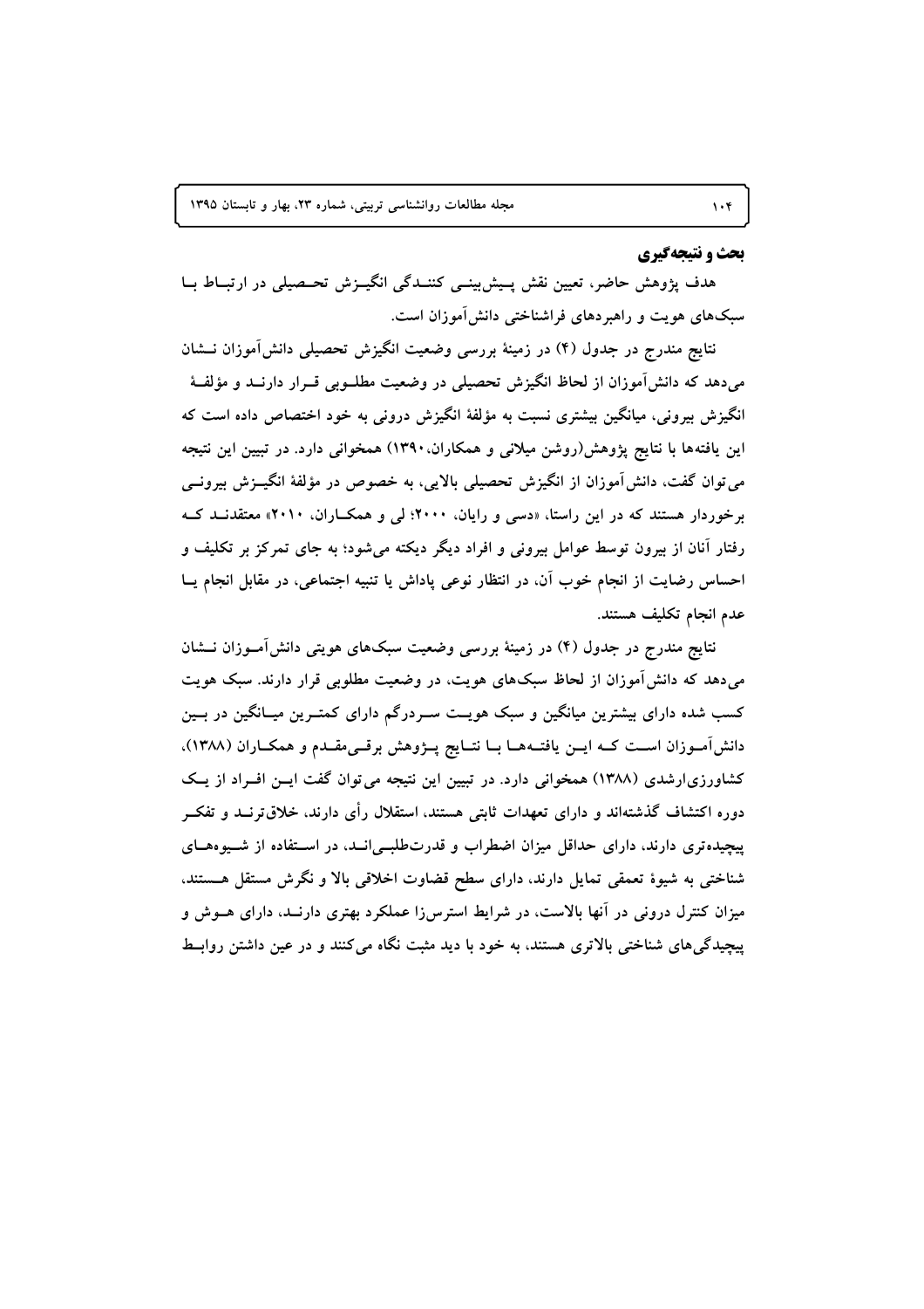## بحث و نتیجه‌گیری

هدف پژوهش حاضر، تعیین نقش پیش‌بینی کنندگی انگیزش تحصیلی در ارتباط با سبک‌های هویت و راهبردهای فراشناختی دانش‌آموزان است.

نتایج مندرج در جدول (۴) در زمینهٔ بررسی وضعیت انگیزش تحصیلی دانش‌آموزان نشان می‌دهد که دانش‌آموزان از لحاظ انگیزش تحصیلی در وضعیت مطلوبی قرار دارند و مؤلفهٔ انگیزش بیرونی، میانگین بیشتری نسبت به مؤلفهٔ انگیزش درونی به خود اختصاص داده است که این یافته‌ها با نتایج پژوهش(روشن میلانی و همکاران، ۱۳۹۰) همخوانی دارد. در تبیین این نتیجه می‌توان گفت، دانش‌آموزان از انگیزش تحصیلی بالایی، به خصوص در مؤلفهٔ انگیزش بیرونی برخوردار هستند که در این راستا، «دسی و رایان، ۲۰۰۰؛ لی و همکاران، ۲۰۱۰» معتقدند که رفتار آنان از بیرون توسط عوامل بیرونی و افراد دیگر دیکته می‌شود؛ به جای تمرکز بر تکلیف و احساس رضایت از انجام خوب آن، در انتظار نوعی پاداش یا تنبیه اجتماعی، در مقابل انجام یا عدم انجام تکلیف هستند.

نتایج مندرج در جدول (۴) در زمینهٔ بررسی وضعیت سبک‌های هویتی دانش‌آموزان نشان می‌دهد که دانش‌آموزان از لحاظ سبک‌های هویت، در وضعیت مطلوبی قرار دارند. سبک هویت کسب شده دارای بیشترین میانگین و سبک هویت سردرگم دارای کمترین میانگین در بین دانش‌آموزان است که این یافته‌ها با نتایج پژوهش برقی‌مقدم و همکاران (۱۳۸۸)، کشاورزی‌ارشدی (۱۳۸۸) همخوانی دارد. در تبیین این نتیجه می‌توان گفت این افراد از یک دوره اکتشاف گذشته‌اند و دارای تعهدات ثابتی هستند، استقلال رأی دارند، خلاق‌ترند و تفکر پیچیده‌تری دارند، دارای حداقل میزان اضطراب و قدرت‌طلبی‌اند، در استفاده از شیوه‌های شناختی به شیوهٔ تعمقی تمایل دارند، دارای سطح قضاوت اخلاقی بالا و نگرش مستقل هستند، میزان کنترل درونی در آنها بالاست، در شرایط استرس‌زا عملکرد بهتری دارند، دارای هوش و پیچیدگی‌های شناختی بالاتری هستند، به خود با دید مثبت نگاه می‌کنند و در عین داشتن روابط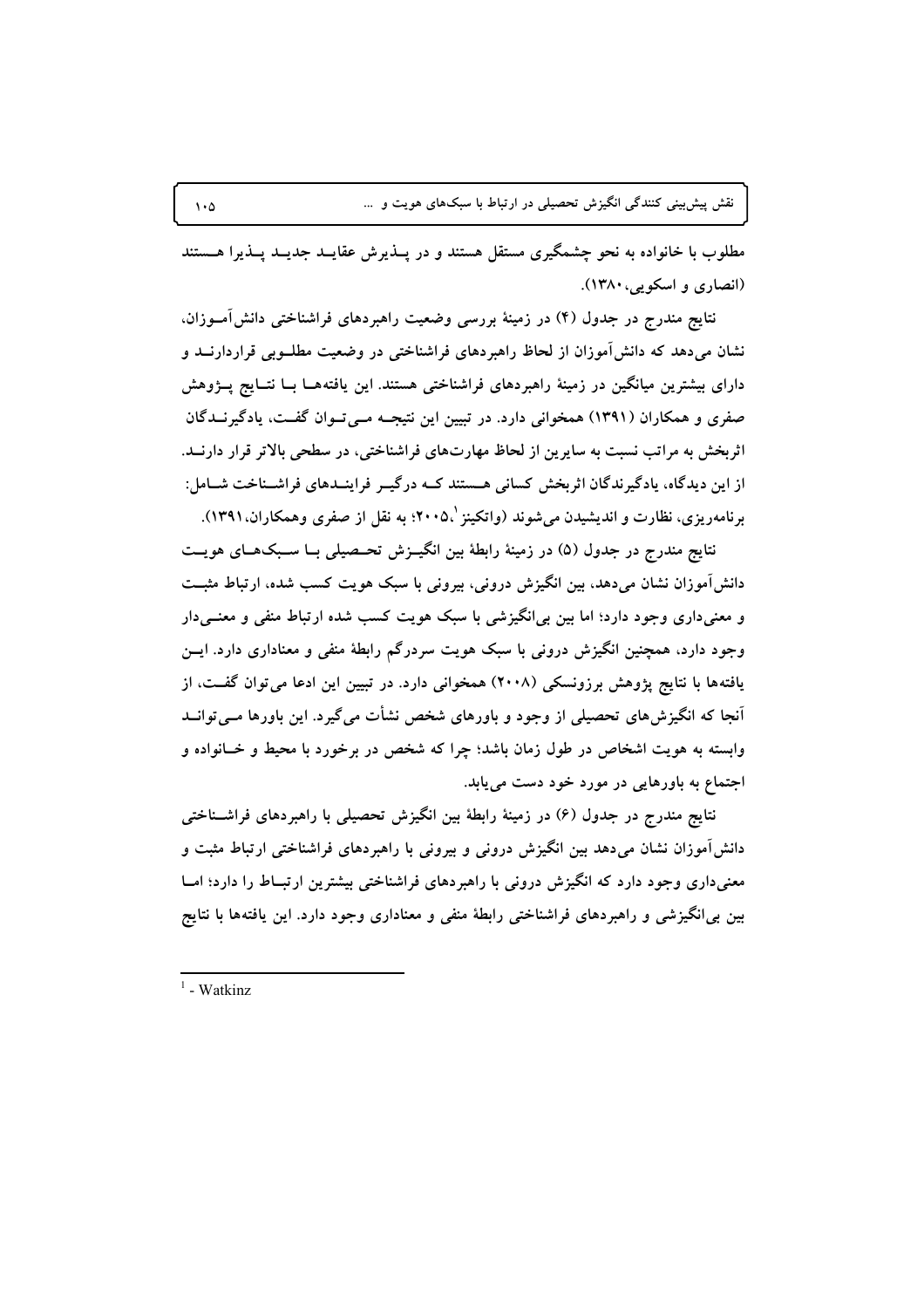مطلوب با خانواده به نحو چشمگیری مستقل هستند و در پـذیرش عقایـد جدیـد پـذیرا هـستند (انصاری و اسکویی،۱۳۸۰).

نتایج مندرج در جدول (۴) در زمینهٔ بررسی وضعیت راهبردهای فراشناختی دانش‌آمـوزان، نشان می‌دهد که دانش‌آموزان از لحاظ راهبردهای فراشناختی در وضعیت مطلـوبی قراردارنـد و دارای بیشترین میانگین در زمینهٔ راهبردهای فراشناختی هستند. این یافته‌هـا بـا نتـایج پـژوهش صفری و همکاران (۱۳۹۱) همخوانی دارد. در تبیین این نتیجـه مـی‌تـوان گفـت، یادگیرنـدگان اثربخش به مراتب نسبت به سایرین از لحاظ مهارت‌های فراشناختی، در سطحی بالاتر قرار دارنـد. از این دیدگاه، یادگیرندگان اثربخش کسانی هـستند کـه درگیـر فراینـدهای فراشـناخت شـامل: برنامه‌ریزی، نظارت و اندیشیدن می‌شوند (واتکینز[1]،۲۰۰۵؛ به نقل از صفری وهمکاران،۱۳۹۱).

نتایج مندرج در جدول (۵) در زمینهٔ رابطهٔ بین انگیـزش تحـصیلی بـا سـبک‌هـای هویـت دانش‌آموزان نشان می‌دهد، بین انگیزش درونی، بیرونی با سبک هویت کسب شده، ارتباط مثبـت و معنی‌داری وجود دارد؛ اما بین بی‌انگیزشی با سبک هویت کسب شده ارتباط منفی و معنـی‌دار وجود دارد، همچنین انگیزش درونی با سبک هویت سردرگم رابطهٔ منفی و معناداری دارد. ایـن یافته‌ها با نتایج پژوهش برزونسکی (۲۰۰۸) همخوانی دارد. در تبیین این ادعا می‌توان گفـت، از آنجا که انگیزش‌های تحصیلی از وجود و باورهای شخص نشأت می‌گیرد. این باورها مـی‌توانـد وابسته به هویت اشخاص در طول زمان باشد؛ چرا که شخص در برخورد با محیط و خـانواده و اجتماع به باورهایی در مورد خود دست می‌یابد.

نتایج مندرج در جدول (۶) در زمینهٔ رابطهٔ بین انگیزش تحصیلی با راهبردهای فراشـناختی دانش‌آموزان نشان می‌دهد بین انگیزش درونی و بیرونی با راهبردهای فراشناختی ارتباط مثبت و معنی‌داری وجود دارد که انگیزش درونی با راهبردهای فراشناختی بیشترین ارتبـاط را دارد؛ امـا بین بی‌انگیزشی و راهبردهای فراشناختی رابطهٔ منفی و معناداری وجود دارد. این یافته‌ها با نتایج

---

[1] - Watkinz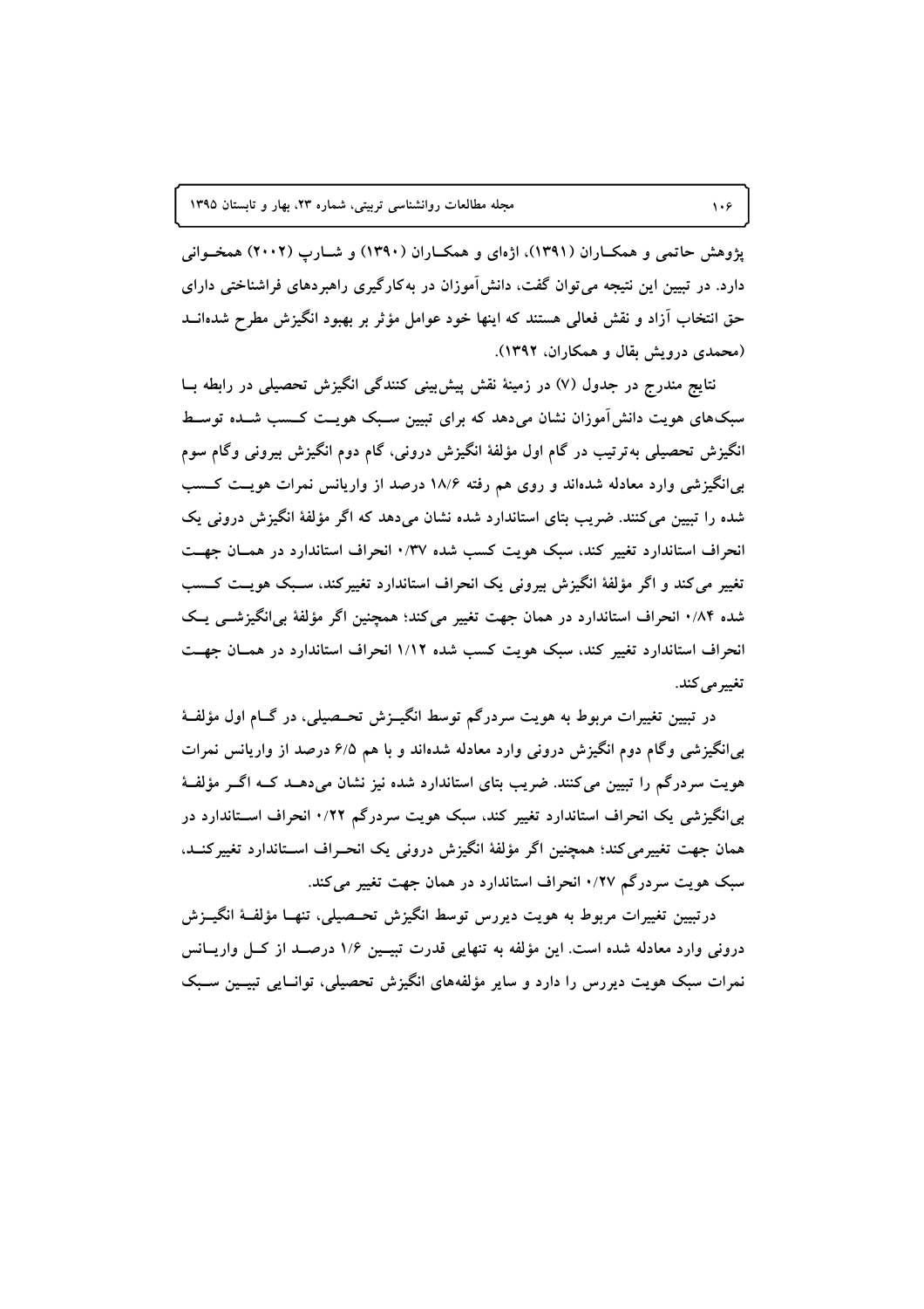پژوهش حاتمی و همکــاران (۱۳۹۱)، اژه‌ای و همکــاران (۱۳۹۰) و شــارپ (۲۰۰۲) همخــوانی دارد. در تبیین این نتیجه می‌توان گفت، دانش‌آموزان در به‌کارگیری راهبردهای فراشناختی دارای حق انتخاب آزاد و نقش فعالی هستند که اینها خود عوامل مؤثر بر بهبود انگیزش مطرح شده‌انــد (محمدی درویش بقال و همکاران، ۱۳۹۲).

نتایج مندرج در جدول (۷) در زمینهٔ نقش پیش‌بینی کنندگی انگیزش تحصیلی در رابطه بــا سبک‌های هویت دانش‌آموزان نشان می‌دهد که برای تبیین ســبک هویــت کــسب شــده توســط انگیزش تحصیلی به‌ترتیب در گام اول مؤلفهٔ انگیزش درونی، گام دوم انگیزش بیرونی وگام سوم بی‌انگیزشی وارد معادله شده‌اند و روی هم رفته ۱۸/۶ درصد از واریانس نمرات هویــت کــسب شده را تبیین می‌کنند. ضریب بتای استاندارد شده نشان می‌دهد که اگر مؤلفهٔ انگیزش درونی یک انحراف استاندارد تغییر کند، سبک هویت کسب شده ۰/۳۷ انحراف استاندارد در همــان جهــت تغییر می‌کند و اگر مؤلفهٔ انگیزش بیرونی یک انحراف استاندارد تغییرکند، ســبک هویــت کــسب شده ۰/۸۴ انحراف استاندارد در همان جهت تغییر می‌کند؛ همچنین اگر مؤلفهٔ بی‌انگیزشــی یــک انحراف استاندارد تغییر کند، سبک هویت کسب شده ۱/۱۲ انحراف استاندارد در همــان جهــت تغییر می‌کند.

در تبیین تغییرات مربوط به هویت سردرگم توسط انگیــزش تحــصیلی، در گــام اول مؤلفــهٔ بی‌انگیزشی وگام دوم انگیزش درونی وارد معادله شده‌اند و با هم ۶/۵ درصد از واریانس نمرات هویت سردرگم را تبیین می‌کنند. ضریب بتای استاندارد شده نیز نشان می‌دهــد کــه اگــر مؤلفــهٔ بی‌انگیزشی یک انحراف استاندارد تغییر کند، سبک هویت سردرگم ۰/۲۲ انحراف اســتاندارد در همان جهت تغییرمی‌کند؛ همچنین اگر مؤلفهٔ انگیزش درونی یک انحــراف اســتاندارد تغییرکنــد، سبک هویت سردرگم ۰/۲۷ انحراف استاندارد در همان جهت تغییر می‌کند.

درتبیین تغییرات مربوط به هویت دیررس توسط انگیزش تحــصیلی، تنهــا مؤلفــهٔ انگیــزش درونی وارد معادله شده است. این مؤلفه به تنهایی قدرت تبیــین ۱/۶ درصــد از کــل واریــانس نمرات سبک هویت دیررس را دارد و سایر مؤلفه‌های انگیزش تحصیلی، توانــایی تبیــین ســبک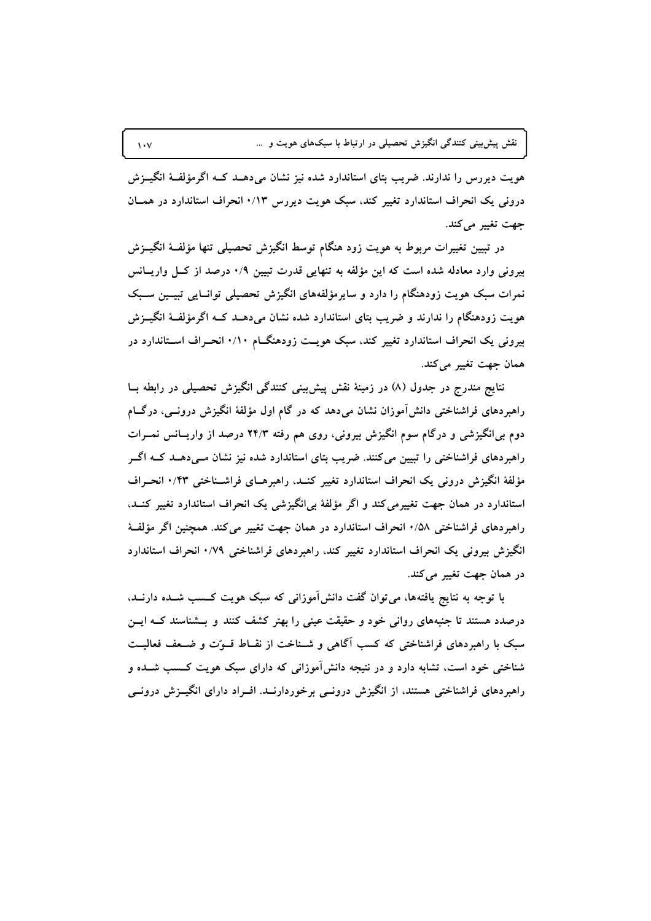هویت دیررس را ندارند. ضریب بتای استاندارد شده نیز نشان می‌دهد کـه اگرمؤلفـهٔ انگیـزش درونی یک انحراف استاندارد تغییر کند، سبک هویت دیررس ۰/۱۳ انحراف استاندارد در همـان جهت تغییر می‌کند.

در تبیین تغییرات مربوط به هویت زود هنگام توسط انگیزش تحصیلی تنها مؤلفـهٔ انگیـزش بیرونی وارد معادله شده است که این مؤلفه به تنهایی قدرت تبیین ۰/۹ درصد از کـل واریـانس نمرات سبک هویت زودهنگام را دارد و سایرمؤلفه‌های انگیزش تحصیلی توانـایی تبیـین سـبک هویت زودهنگام را ندارند و ضریب بتای استاندارد شده نشان می‌دهـد کـه اگرمؤلفـهٔ انگیـزش بیرونی یک انحراف استاندارد تغییر کند، سبک هویـت زودهنگـام ۰/۱۰ انحـراف اسـتاندارد در همان جهت تغییر می‌کند.

نتایج مندرج در جدول (۸) در زمینهٔ نقش پیش‌بینی کنندگی انگیزش تحصیلی در رابطه بـا راهبردهای فراشناختی دانش‌آموزان نشان می‌دهد که در گام اول مؤلفهٔ انگیزش درونـی، درگـام دوم بی‌انگیزشی و درگام سوم انگیزش بیرونی، روی هم رفته ۲۴/۳ درصد از واریـانس نمـرات راهبردهای فراشناختی را تبیین می‌کنند. ضریب بتای استاندارد شده نیز نشان مـی‌دهـد کـه اگـر مؤلفهٔ انگیزش درونی یک انحراف استاندارد تغییر کنـد، راهبرهـای فراشـناختی ۰/۴۳ انحـراف استاندارد در همان جهت تغییرمی‌کند و اگر مؤلفهٔ بی‌انگیزشی یک انحراف استاندارد تغییر کنـد، راهبردهای فراشناختی ۰/۵۸ انحراف استاندارد در همان جهت تغییر می‌کند. همچنین اگر مؤلفـهٔ انگیزش بیرونی یک انحراف استاندارد تغییر کند، راهبردهای فراشناختی ۰/۷۹ انحراف استاندارد در همان جهت تغییر می‌کند.

با توجه به نتایج یافته‌ها، می‌توان گفت دانش‌آموزانی که سبک هویت کـسب شـده دارنـد، درصدد هستند تا جنبه‌های روانی خود و حقیقت عینی را بهتر کشف کنند و بـشناسند کـه ایـن سبک با راهبردهای فراشناختی که کسب آگاهی و شـناخت از نقـاط قـوّت و ضـعف فعالیـت شناختی خود است، تشابه دارد و در نتیجه دانش‌آموزانی که دارای سبک هویت کـسب شـده و راهبردهای فراشناختی هستند، از انگیزش درونـی برخوردارنـد. افـراد دارای انگیـزش درونـی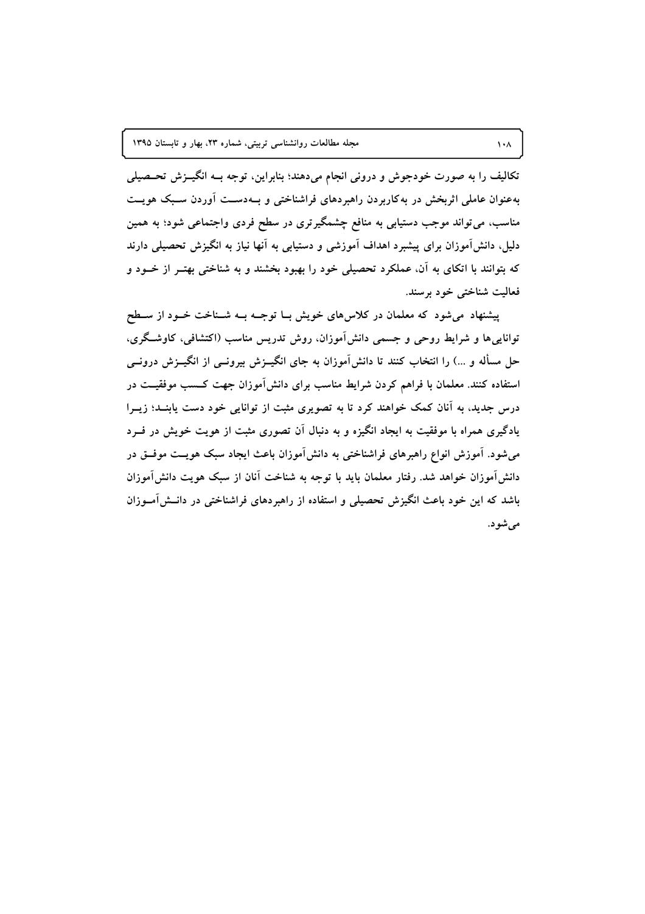تکالیف را به صورت خودجوش و درونی انجام می‌دهند؛ بنابراین، توجه بـه انگیـزش تحـصیلی به‌عنوان عاملی اثربخش در به‌کاربردن راهبردهای فراشناختی و بـه‌دسـت آوردن سـبک هویـت مناسب، می‌تواند موجب دستیابی به منافع چشمگیرتری در سطح فردی واجتماعی شود؛ به همین دلیل، دانش‌آموزان برای پیشبرد اهداف آموزشی و دستیابی به آنها نیاز به انگیزش تحصیلی دارند که بتوانند با اتکای به آن، عملکرد تحصیلی خود را بهبود بخشند و به شناختی بهتـر از خـود و فعالیت شناختی خود برسند.

پیشنهاد می‌شود که معلمان در کلاس‌های خویش بـا توجـه بـه شـناخت خـود از سـطح توانایی‌ها و شرایط روحی و جسمی دانش‌آموزان، روش تدریس مناسب (اکتشافی، کاوشـگری، حل مسأله و ...) را انتخاب کنند تا دانش‌آموزان به جای انگیـزش بیرونـی از انگیـزش درونـی استفاده کنند. معلمان با فراهم کردن شرایط مناسب برای دانش‌آموزان جهت کـسب موفقیـت در درس جدید، به آنان کمک خواهند کرد تا به تصویری مثبت از توانایی خود دست یابنـد؛ زیـرا یادگیری همراه با موفقیت به ایجاد انگیزه و به دنبال آن تصوری مثبت از هویت خویش در فـرد می‌شود. آموزش انواع راهبرهای فراشناختی به دانش‌آموزان باعث ایجاد سبک هویـت موفـق در دانش‌آموزان خواهد شد. رفتار معلمان باید با توجه به شناخت آنان از سبک هویت دانش‌آموزان باشد که این خود باعث انگیزش تحصیلی و استفاده از راهبردهای فراشناختی در دانـش‌آمـوزان می‌شود.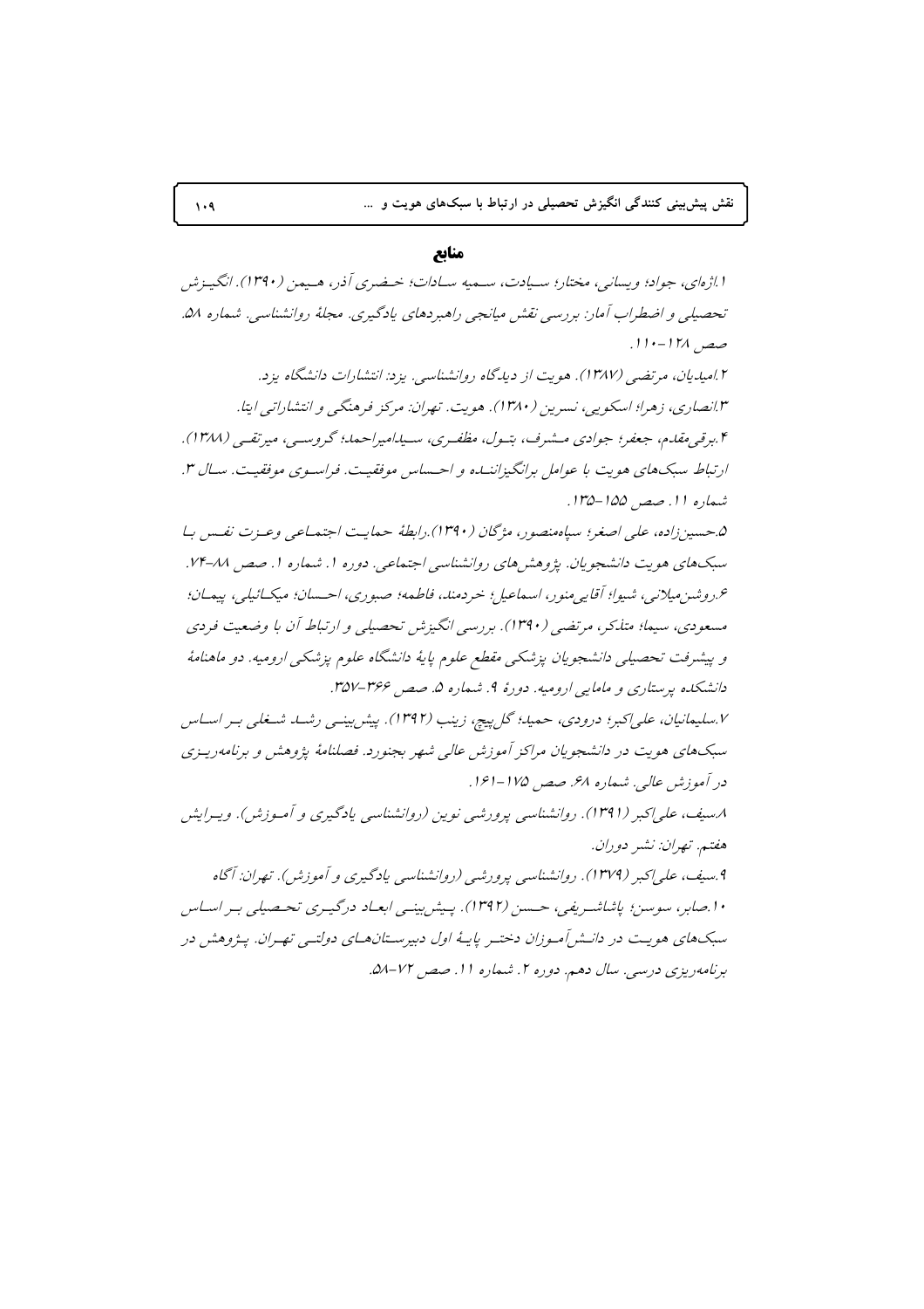## منابع

۱.اژه‌ای، جواد؛ ویسانی، مختار؛ سیادت، سمیه سادات؛ خضری آذر، هیمن (۱۳۹۰). انگیزش تحصیلی و اضطراب آمار: بررسی نقش میانجی راهبردهای یادگیری. مجلهٔ روانشناسی. شماره ۵۸. صص ۱۲۸-۱۱۰.

۲.امیدیان، مرتضی (۱۳۸۷). هویت از دیدگاه روانشناسی. یزد: انتشارات دانشگاه یزد.

۳.انصاری، زهرا؛ اسکویی، نسرین (۱۳۸۰). هویت. تهران: مرکز فرهنگی و انتشاراتی ایتا.

۴.برقی‌مقدم، جعفر؛ جوادی مشرف، بتول، مظفری، سیدامیراحمد؛ گروسی، میرتقی (۱۳۸۸). ارتباط سبک‌های هویت با عوامل برانگیزاننده و احساس موفقیت. فراسوی موفقیت. سال ۳. شماره ۱۱. صص ۱۵۵-۱۳۵.

۵.حسین‌زاده، علی اصغر؛ سیاه‌منصور، مژگان (۱۳۹۰).رابطهٔ حمایت اجتماعی وعزت نفس با سبک‌های هویت دانشجویان. پژوهش‌های روانشناسی اجتماعی. دوره ۱. شماره ۱. صص ۸۸-۷۴.

۶.روشن‌میلانی، شیوا؛ آقایی‌منور، اسماعیل؛ خردمند، فاطمه؛ صبوری، احسان؛ میکائیلی، پیمان؛ مسعودی، سیما؛ متذکر، مرتضی (۱۳۹۰). بررسی انگیزش تحصیلی و ارتباط آن با وضعیت فردی و پیشرفت تحصیلی دانشجویان پزشکی مقطع علوم پایهٔ دانشگاه علوم پزشکی ارومیه. دو ماهنامهٔ دانشکده پرستاری و مامایی ارومیه. دورهٔ ۹. شماره ۵. صص ۳۶۶-۳۵۷.

۷.سلیمانیان، علی‌اکبر؛ درودی، حمید؛ گل‌پیچ، زینب (۱۳۹۲). پیش‌بینی رشد شغلی بر اساس سبک‌های هویت در دانشجویان مراکز آموزش عالی شهر بجنورد. فصلنامهٔ پژوهش و برنامه‌ریزی در آموزش عالی. شماره ۶۸. صص ۱۷۵-۱۶۱.

۸.سیف، علی‌اکبر (۱۳۹۱). روانشناسی پرورشی نوین (روانشناسی یادگیری و آموزش). ویرایش هفتم. تهران: نشر دوران.

۹.سیف، علی‌اکبر (۱۳۷۹). روانشناسی پرورشی (روانشناسی یادگیری و آموزش). تهران: آگاه

۱۰.صابر، سوسن؛ پاشاشریفی، حسن (۱۳۹۲). پیش‌بینی ابعاد درگیری تحصیلی بر اساس سبک‌های هویت در دانش‌آموزان دختر پایهٔ اول دبیرستان‌های دولتی تهران. پژوهش در برنامه‌ریزی درسی. سال دهم. دوره ۲. شماره ۱۱. صص ۷۲-۵۸.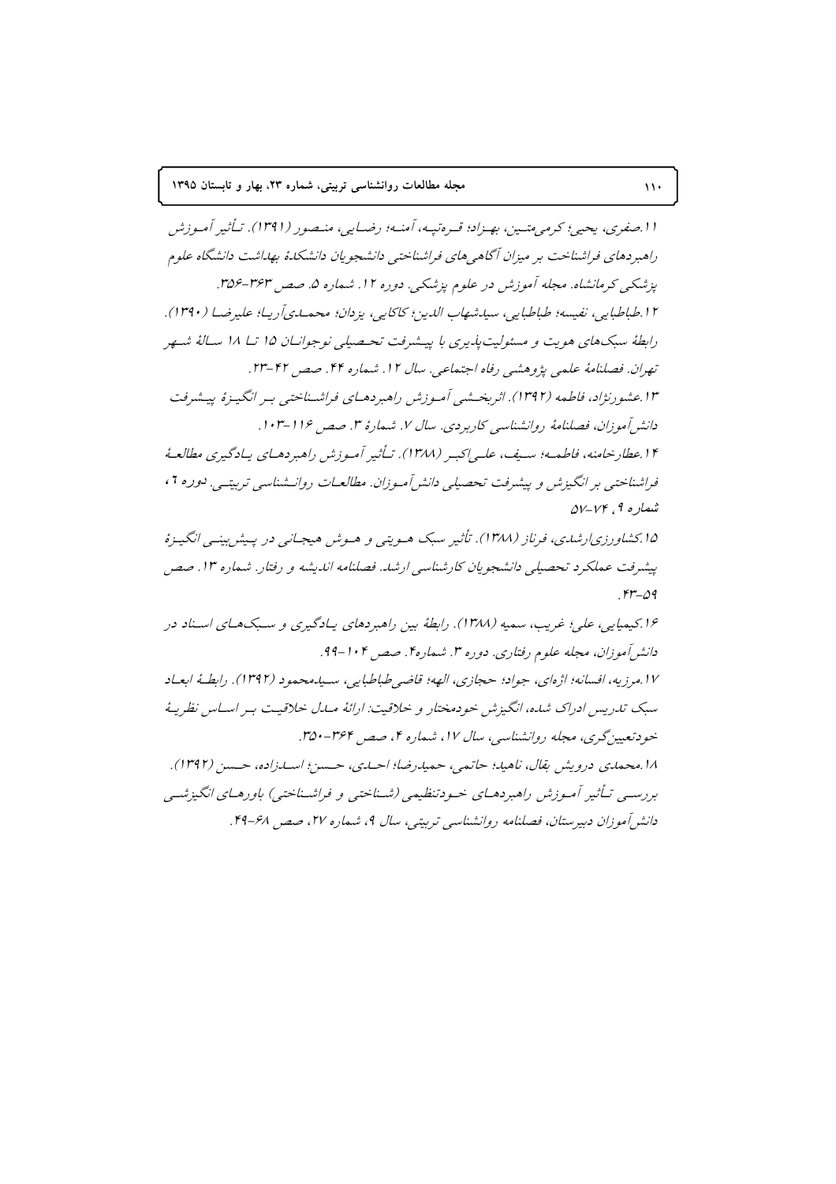۱۱.صفری، یحیی؛ کرمی‌متین، بهزاد؛ قره‌تپه، آمنه؛ رضایی، منصور (۱۳۹۱). تأثیر آموزش راهبردهای فراشناخت بر میزان آگاهی‌های فراشناختی دانشجویان دانشکدهٔ بهداشت دانشگاه علوم پزشکی کرمانشاه. مجله آموزش در علوم پزشکی. دوره ۱۲. شماره ۵. صص ۳۶۳-۳۵۶.

۱۲.طباطبایی، نفیسه؛ طباطبایی، سیدشهاب الدین؛ کاکایی، یزدان؛ محمدی‌آریا؛ علیرضا (۱۳۹۰). رابطهٔ سبک‌های هویت و مسئولیت‌پذیری با پیشرفت تحصیلی نوجوانان ۱۵ تا ۱۸ سالهٔ شهر تهران. فصلنامهٔ علمی پژوهشی رفاه اجتماعی. سال ۱۲. شماره ۴۴. صص ۴۲-۲۳.

۱۳.عشورنژاد، فاطمه (۱۳۹۲). اثربخشی آموزش راهبردهای فراشناختی بر انگیزهٔ پیشرفت دانش‌آموزان، فصلنامهٔ روانشناسی کاربردی. سال ۷. شمارهٔ ۳. صص ۱۱۶-۱۰۳.

۱۴.عطارخامنه، فاطمه؛ سیف، علی‌اکبر (۱۳۸۸). تأثیر آموزش راهبردهای یادگیری مطالعهٔ فراشناختی بر انگیزش و پیشرفت تحصیلی دانش‌آموزان. مطالعات روانشناسی تربیتی. دوره ٦، شماره ۹، ۷۴-۵۷

۱۵.کشاورزی‌ارشدی، فرناز (۱۳۸۸). تأثیر سبک هویتی و هوش هیجانی در پیش‌بینی انگیزهٔ پیشرفت عملکرد تحصیلی دانشجویان کارشناسی ارشد. فصلنامه اندیشه و رفتار. شماره ۱۳. صص ۵۹-۴۳.

۱۶.کیمیایی، علی؛ غریب، سمیه (۱۳۸۸). رابطهٔ بین راهبردهای یادگیری و سبک‌های اسناد در دانش‌آموزان، مجله علوم رفتاری. دوره ۳. شماره۴. صص ۱۰۴-۹۹.

۱۷.مرزیه، افسانه؛ اژه‌ای، جواد؛ حجازی، الهه؛ قاضی‌طباطبایی، سیدمحمود (۱۳۹۲). رابطهٔ ابعاد سبک تدریس ادراک شده، انگیزش خودمختار و خلاقیت: ارائهٔ مدل خلاقیت بر اساس نظریهٔ خودتعیین‌گری، مجله روانشناسی، سال ۱۷، شماره ۴، صص ۳۶۴-۳۵۰.

۱۸.محمدی درویش بقال، ناهید؛ حاتمی، حمیدرضا؛ احدی، حسن؛ اسدزاده، حسن (۱۳۹۲). بررسی تأثیر آموزش راهبردهای خودتنظیمی (شناختی و فراشناختی) باورهای انگیزشی دانش‌آموزان دبیرستان، فصلنامه روانشناسی تربیتی، سال ۹، شماره ۲۷، صص ۶۸-۴۹.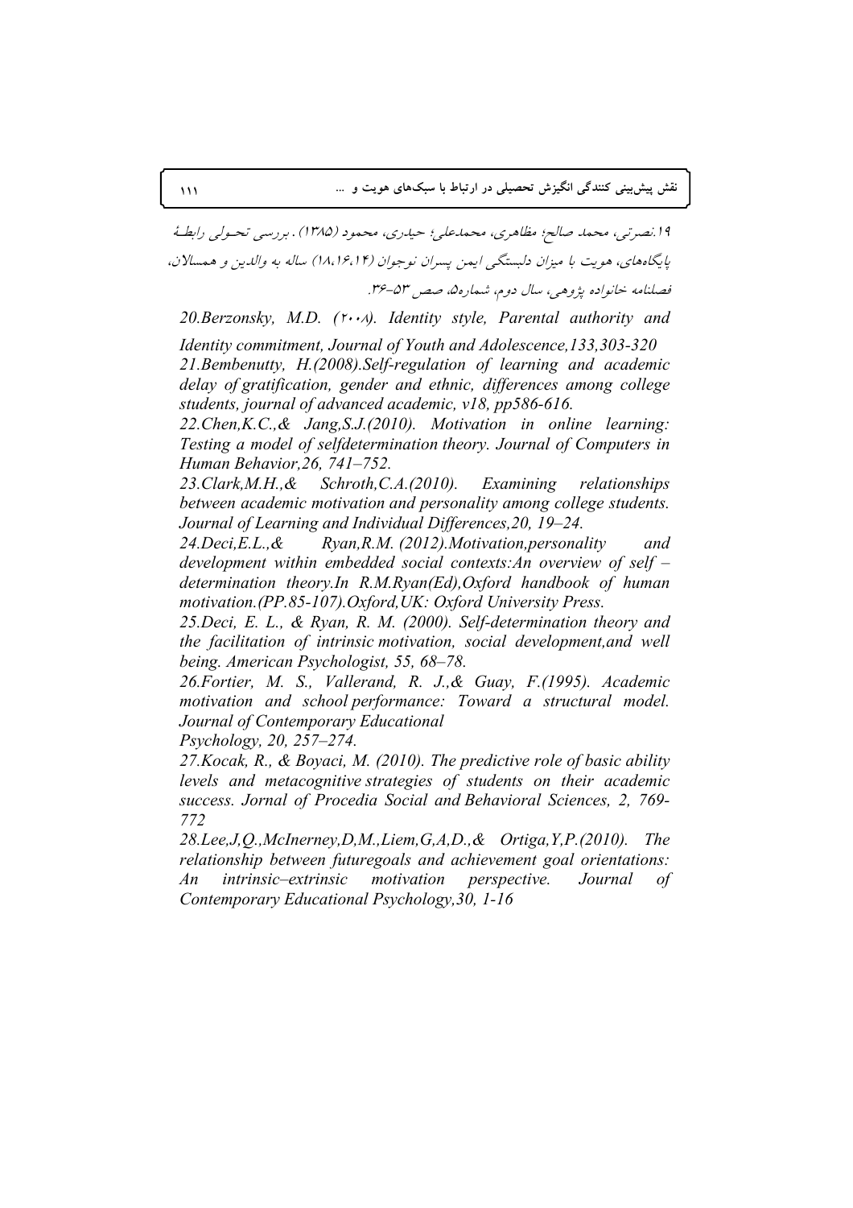۱۹.نصرتی، محمد صالح؛ مظاهری، محمدعلی؛ حیدری، محمود (۱۳۸۵). بررسی تحـولی رابطـهٔ پایگاه‌های، هویت با میزان دلبستگی ایمن پسران نوجوان (۱۴،۱۶،۱۸) ساله به والدین و همسالان، فصلنامه خانواده پژوهی، سال دوم، شماره۵، صص ۵۳-۳۶.

*20.Berzonsky, M.D. (۲۰۰۸). Identity style, Parental authority and Identity commitment, Journal of Youth and Adolescence,133,303-320*

*21.Bembenutty, H.(2008).Self-regulation of learning and academic delay of gratification, gender and ethnic, differences among college students, journal of advanced academic, v18, pp586-616.*

*22.Chen,K.C.,& Jang,S.J.(2010). Motivation in online learning: Testing a model of selfdetermination theory. Journal of Computers in Human Behavior,26, 741–752.*

*23.Clark,M.H.,& Schroth,C.A.(2010). Examining relationships between academic motivation and personality among college students. Journal of Learning and Individual Differences,20, 19–24.*

*24.Deci,E.L.,& Ryan,R.M. (2012).Motivation,personality and development within embedded social contexts:An overview of self – determination theory.In R.M.Ryan(Ed),Oxford handbook of human motivation.(PP.85-107).Oxford,UK: Oxford University Press.*

*25.Deci, E. L., & Ryan, R. M. (2000). Self-determination theory and the facilitation of intrinsic motivation, social development,and well being. American Psychologist, 55, 68–78.*

*26.Fortier, M. S., Vallerand, R. J.,& Guay, F.(1995). Academic motivation and school performance: Toward a structural model. Journal of Contemporary Educational Psychology, 20, 257–274.*

*27.Kocak, R., & Boyaci, M. (2010). The predictive role of basic ability levels and metacognitive strategies of students on their academic success. Jornal of Procedia Social and Behavioral Sciences, 2, 769-772*

*28.Lee,J,Q.,McInerney,D,M.,Liem,G,A,D.,& Ortiga,Y,P.(2010). The relationship between futuregoals and achievement goal orientations: An intrinsic–extrinsic motivation perspective. Journal of Contemporary Educational Psychology,30, 1-16*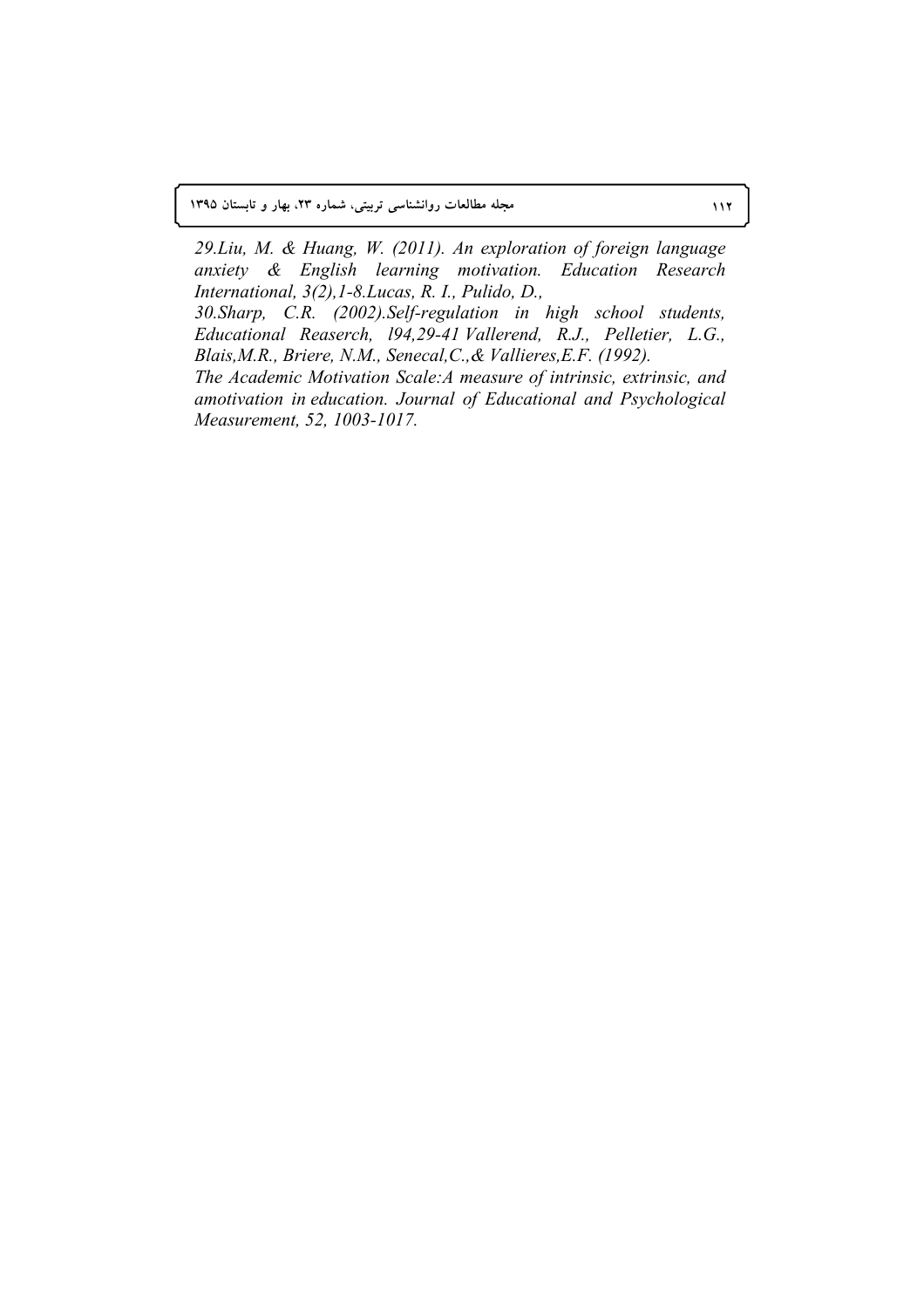*29.Liu, M. & Huang, W. (2011). An exploration of foreign language anxiety & English learning motivation. Education Research International, 3(2),1-8.Lucas, R. I., Pulido, D.,*

*30.Sharp, C.R. (2002).Self-regulation in high school students, Educational Reaserch, l94,29-41 Vallerend, R.J., Pelletier, L.G., Blais,M.R., Briere, N.M., Senecal,C.,& Vallieres,E.F. (1992).*

*The Academic Motivation Scale:A measure of intrinsic, extrinsic, and amotivation in education. Journal of Educational and Psychological Measurement, 52, 1003-1017.*